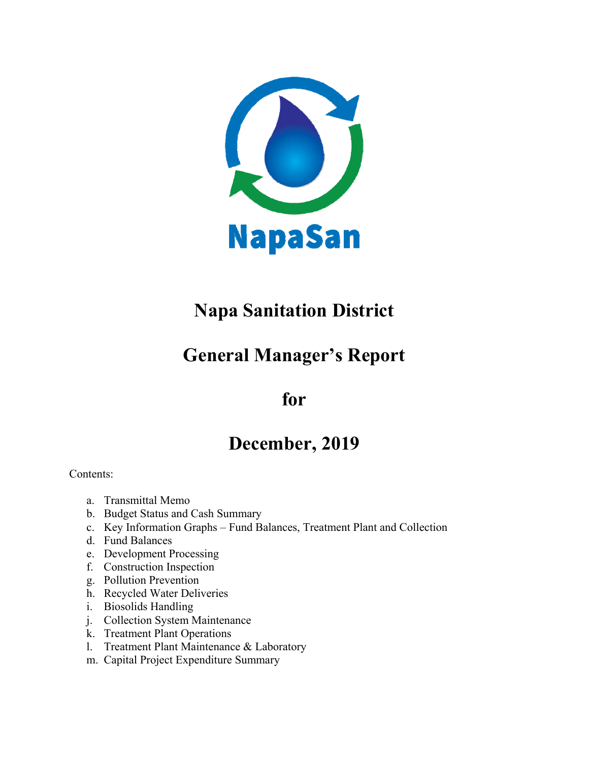NapaSan

# Napa Sanitation District

# General Manager's Report

# for

# December, 2019

Contents:

a. Transmittal Memo
b. Budget Status and Cash Summary
c. Key Information Graphs – Fund Balances, Treatment Plant and Collection
d. Fund Balances
e. Development Processing
f. Construction Inspection
g. Pollution Prevention
h. Recycled Water Deliveries
i. Biosolids Handling
j. Collection System Maintenance
k. Treatment Plant Operations
l. Treatment Plant Maintenance & Laboratory
m. Capital Project Expenditure Summary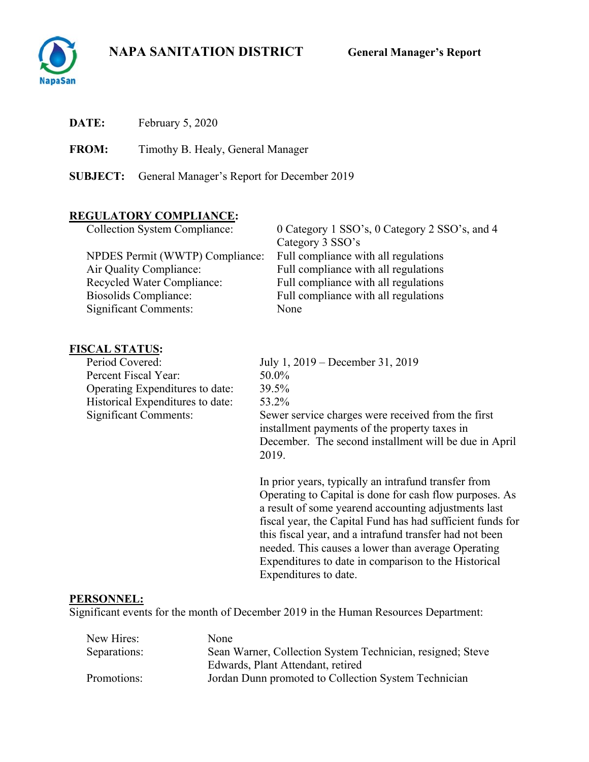# NAPA SANITATION DISTRICT

**General Manager's Report**

**DATE:** February 5, 2020

**FROM:** Timothy B. Healy, General Manager

**SUBJECT:** General Manager's Report for December 2019

## REGULATORY COMPLIANCE:

| | |
|---|---|
| Collection System Compliance: | 0 Category 1 SSO's, 0 Category 2 SSO's, and 4 Category 3 SSO's |
| NPDES Permit (WWTP) Compliance: | Full compliance with all regulations |
| Air Quality Compliance: | Full compliance with all regulations |
| Recycled Water Compliance: | Full compliance with all regulations |
| Biosolids Compliance: | Full compliance with all regulations |
| Significant Comments: | None |

## FISCAL STATUS:

| | |
|---|---|
| Period Covered: | July 1, 2019 – December 31, 2019 |
| Percent Fiscal Year: | 50.0% |
| Operating Expenditures to date: | 39.5% |
| Historical Expenditures to date: | 53.2% |
| Significant Comments: | Sewer service charges were received from the first installment payments of the property taxes in December. The second installment will be due in April 2019. |

In prior years, typically an intrafund transfer from Operating to Capital is done for cash flow purposes. As a result of some yearend accounting adjustments last fiscal year, the Capital Fund has had sufficient funds for this fiscal year, and a intrafund transfer had not been needed. This causes a lower than average Operating Expenditures to date in comparison to the Historical Expenditures to date.

## PERSONNEL:

Significant events for the month of December 2019 in the Human Resources Department:

| | |
|---|---|
| New Hires: | None |
| Separations: | Sean Warner, Collection System Technician, resigned; Steve Edwards, Plant Attendant, retired |
| Promotions: | Jordan Dunn promoted to Collection System Technician |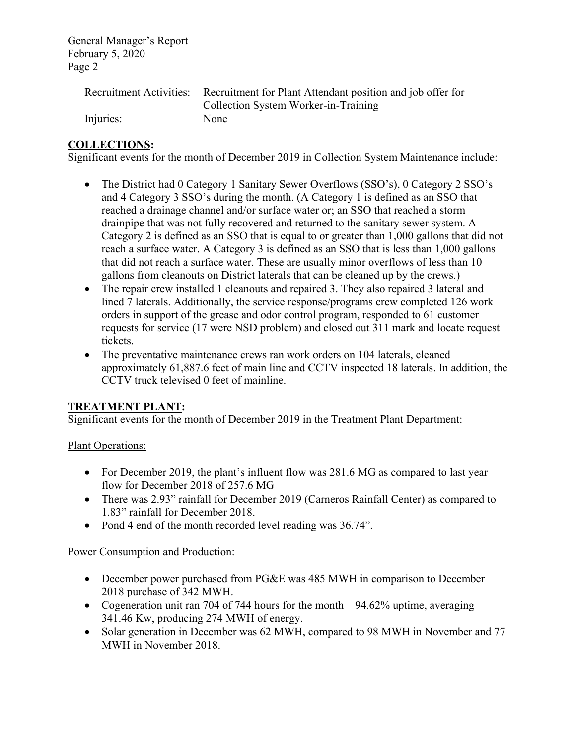| | |
|---|---|
| Recruitment Activities: | Recruitment for Plant Attendant position and job offer for Collection System Worker-in-Training |
| Injuries: | None |

## COLLECTIONS:

Significant events for the month of December 2019 in Collection System Maintenance include:

- The District had 0 Category 1 Sanitary Sewer Overflows (SSO's), 0 Category 2 SSO's and 4 Category 3 SSO's during the month. (A Category 1 is defined as an SSO that reached a drainage channel and/or surface water or; an SSO that reached a storm drainpipe that was not fully recovered and returned to the sanitary sewer system. A Category 2 is defined as an SSO that is equal to or greater than 1,000 gallons that did not reach a surface water. A Category 3 is defined as an SSO that is less than 1,000 gallons that did not reach a surface water. These are usually minor overflows of less than 10 gallons from cleanouts on District laterals that can be cleaned up by the crews.)
- The repair crew installed 1 cleanouts and repaired 3. They also repaired 3 lateral and lined 7 laterals. Additionally, the service response/programs crew completed 126 work orders in support of the grease and odor control program, responded to 61 customer requests for service (17 were NSD problem) and closed out 311 mark and locate request tickets.
- The preventative maintenance crews ran work orders on 104 laterals, cleaned approximately 61,887.6 feet of main line and CCTV inspected 18 laterals. In addition, the CCTV truck televised 0 feet of mainline.

## TREATMENT PLANT:

Significant events for the month of December 2019 in the Treatment Plant Department:

Plant Operations:

- For December 2019, the plant's influent flow was 281.6 MG as compared to last year flow for December 2018 of 257.6 MG
- There was 2.93" rainfall for December 2019 (Carneros Rainfall Center) as compared to 1.83" rainfall for December 2018.
- Pond 4 end of the month recorded level reading was 36.74".

Power Consumption and Production:

- December power purchased from PG&E was 485 MWH in comparison to December 2018 purchase of 342 MWH.
- Cogeneration unit ran 704 of 744 hours for the month – 94.62% uptime, averaging 341.46 Kw, producing 274 MWH of energy.
- Solar generation in December was 62 MWH, compared to 98 MWH in November and 77 MWH in November 2018.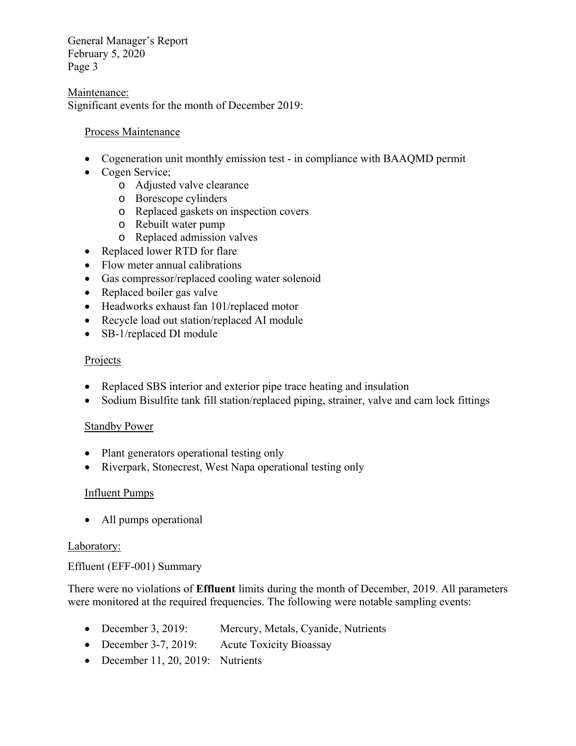Maintenance:

Significant events for the month of December 2019:

Process Maintenance

- Cogeneration unit monthly emission test - in compliance with BAAQMD permit
- Cogen Service;
  - Adjusted valve clearance
  - Borescope cylinders
  - Replaced gaskets on inspection covers
  - Rebuilt water pump
  - Replaced admission valves
- Replaced lower RTD for flare
- Flow meter annual calibrations
- Gas compressor/replaced cooling water solenoid
- Replaced boiler gas valve
- Headworks exhaust fan 101/replaced motor
- Recycle load out station/replaced AI module
- SB-1/replaced DI module

Projects

- Replaced SBS interior and exterior pipe trace heating and insulation
- Sodium Bisulfite tank fill station/replaced piping, strainer, valve and cam lock fittings

Standby Power

- Plant generators operational testing only
- Riverpark, Stonecrest, West Napa operational testing only

Influent Pumps

- All pumps operational

Laboratory:

Effluent (EFF-001) Summary

There were no violations of **Effluent** limits during the month of December, 2019. All parameters were monitored at the required frequencies. The following were notable sampling events:

- December 3, 2019: Mercury, Metals, Cyanide, Nutrients
- December 3-7, 2019: Acute Toxicity Bioassay
- December 11, 20, 2019: Nutrients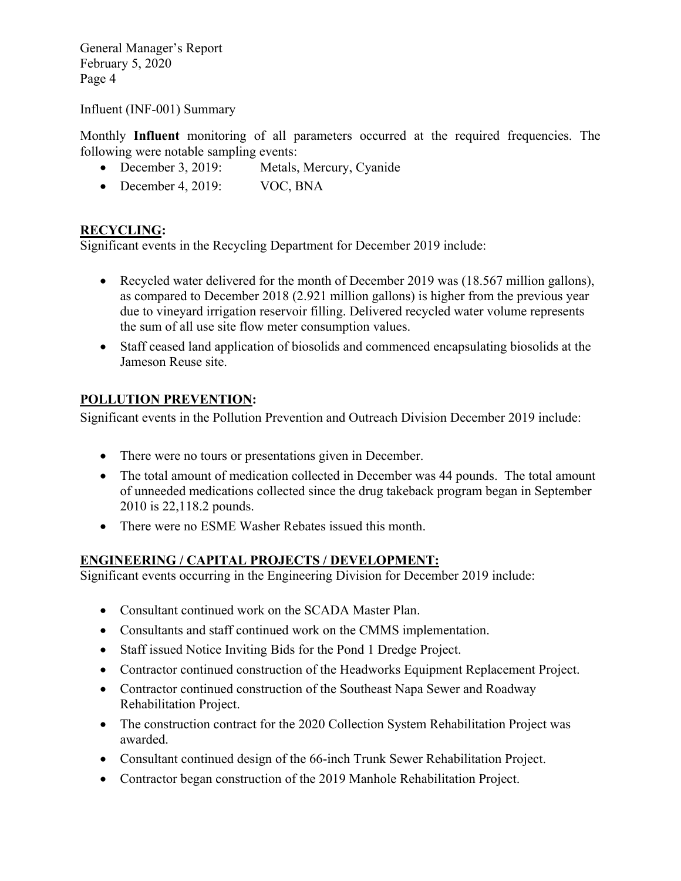Influent (INF-001) Summary

Monthly **Influent** monitoring of all parameters occurred at the required frequencies. The following were notable sampling events:

- December 3, 2019: Metals, Mercury, Cyanide
- December 4, 2019: VOC, BNA

## RECYCLING:

Significant events in the Recycling Department for December 2019 include:

- Recycled water delivered for the month of December 2019 was (18.567 million gallons), as compared to December 2018 (2.921 million gallons) is higher from the previous year due to vineyard irrigation reservoir filling. Delivered recycled water volume represents the sum of all use site flow meter consumption values.
- Staff ceased land application of biosolids and commenced encapsulating biosolids at the Jameson Reuse site.

## POLLUTION PREVENTION:

Significant events in the Pollution Prevention and Outreach Division December 2019 include:

- There were no tours or presentations given in December.
- The total amount of medication collected in December was 44 pounds. The total amount of unneeded medications collected since the drug takeback program began in September 2010 is 22,118.2 pounds.
- There were no ESME Washer Rebates issued this month.

## ENGINEERING / CAPITAL PROJECTS / DEVELOPMENT:

Significant events occurring in the Engineering Division for December 2019 include:

- Consultant continued work on the SCADA Master Plan.
- Consultants and staff continued work on the CMMS implementation.
- Staff issued Notice Inviting Bids for the Pond 1 Dredge Project.
- Contractor continued construction of the Headworks Equipment Replacement Project.
- Contractor continued construction of the Southeast Napa Sewer and Roadway Rehabilitation Project.
- The construction contract for the 2020 Collection System Rehabilitation Project was awarded.
- Consultant continued design of the 66-inch Trunk Sewer Rehabilitation Project.
- Contractor began construction of the 2019 Manhole Rehabilitation Project.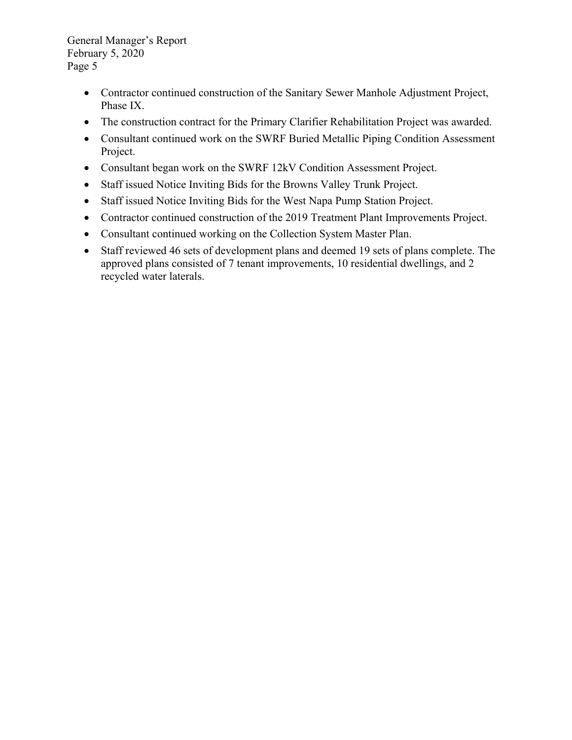- Contractor continued construction of the Sanitary Sewer Manhole Adjustment Project, Phase IX.
- The construction contract for the Primary Clarifier Rehabilitation Project was awarded.
- Consultant continued work on the SWRF Buried Metallic Piping Condition Assessment Project.
- Consultant began work on the SWRF 12kV Condition Assessment Project.
- Staff issued Notice Inviting Bids for the Browns Valley Trunk Project.
- Staff issued Notice Inviting Bids for the West Napa Pump Station Project.
- Contractor continued construction of the 2019 Treatment Plant Improvements Project.
- Consultant continued working on the Collection System Master Plan.
- Staff reviewed 46 sets of development plans and deemed 19 sets of plans complete. The approved plans consisted of 7 tenant improvements, 10 residential dwellings, and 2 recycled water laterals.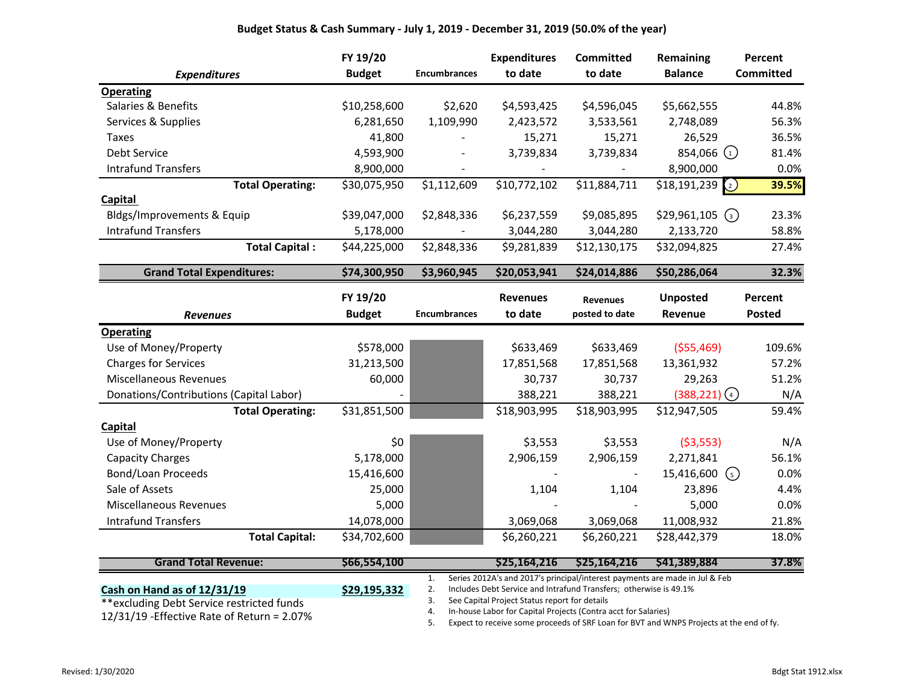**Budget Status & Cash Summary - July 1, 2019 - December 31, 2019 (50.0% of the year)**

| *Expenditures* | FY 19/20 Budget | Encumbrances | Expenditures to date | Committed to date | Remaining Balance | Percent Committed |
|---|---|---|---|---|---|---|
| **Operating** | | | | | | |
| Salaries & Benefits | $10,258,600 | $2,620 | $4,593,425 | $4,596,045 | $5,662,555 | 44.8% |
| Services & Supplies | 6,281,650 | 1,109,990 | 2,423,572 | 3,533,561 | 2,748,089 | 56.3% |
| Taxes | 41,800 | - | 15,271 | 15,271 | 26,529 | 36.5% |
| Debt Service | 4,593,900 | - | 3,739,834 | 3,739,834 | 854,066 (1) | 81.4% |
| Intrafund Transfers | 8,900,000 | - | - | - | 8,900,000 | 0.0% |
| **Total Operating:** | $30,075,950 | $1,112,609 | $10,772,102 | $11,884,711 | $18,191,239 (2) | **39.5%** |
| **Capital** | | | | | | |
| Bldgs/Improvements & Equip | $39,047,000 | $2,848,336 | $6,237,559 | $9,085,895 | $29,961,105 (3) | 23.3% |
| Intrafund Transfers | 5,178,000 | - | 3,044,280 | 3,044,280 | 2,133,720 | 58.8% |
| **Total Capital :** | $44,225,000 | $2,848,336 | $9,281,839 | $12,130,175 | $32,094,825 | 27.4% |
| **Grand Total Expenditures:** | **$74,300,950** | **$3,960,945** | **$20,053,941** | **$24,014,886** | **$50,286,064** | **32.3%** |

| *Revenues* | FY 19/20 Budget | Encumbrances | Revenues to date | Revenues posted to date | Unposted Revenue | Percent Posted |
|---|---|---|---|---|---|---|
| **Operating** | | | | | | |
| Use of Money/Property | $578,000 | | $633,469 | $633,469 | ($55,469) | 109.6% |
| Charges for Services | 31,213,500 | | 17,851,568 | 17,851,568 | 13,361,932 | 57.2% |
| Miscellaneous Revenues | 60,000 | | 30,737 | 30,737 | 29,263 | 51.2% |
| Donations/Contributions (Capital Labor) | - | | 388,221 | 388,221 | (388,221) (4) | N/A |
| **Total Operating:** | $31,851,500 | | $18,903,995 | $18,903,995 | $12,947,505 | 59.4% |
| **Capital** | | | | | | |
| Use of Money/Property | $0 | | $3,553 | $3,553 | ($3,553) | N/A |
| Capacity Charges | 5,178,000 | | 2,906,159 | 2,906,159 | 2,271,841 | 56.1% |
| Bond/Loan Proceeds | 15,416,600 | | - | - | 15,416,600 (5) | 0.0% |
| Sale of Assets | 25,000 | | 1,104 | 1,104 | 23,896 | 4.4% |
| Miscellaneous Revenues | 5,000 | | - | - | 5,000 | 0.0% |
| Intrafund Transfers | 14,078,000 | | 3,069,068 | 3,069,068 | 11,008,932 | 21.8% |
| **Total Capital:** | $34,702,600 | | $6,260,221 | $6,260,221 | $28,442,379 | 18.0% |
| **Grand Total Revenue:** | **$66,554,100** | | **$25,164,216** | **$25,164,216** | **$41,389,884** | **37.8%** |

**Cash on Hand as of 12/31/19** **$29,195,332**

**excluding Debt Service restricted funds

12/31/19 -Effective Rate of Return = 2.07%

1. Series 2012A's and 2017's principal/interest payments are made in Jul & Feb
2. Includes Debt Service and Intrafund Transfers; otherwise is 49.1%
3. See Capital Project Status report for details
4. In-house Labor for Capital Projects (Contra acct for Salaries)
5. Expect to receive some proceeds of SRF Loan for BVT and WNPS Projects at the end of fy.

Revised: 1/30/2020

Bdgt Stat 1912.xlsx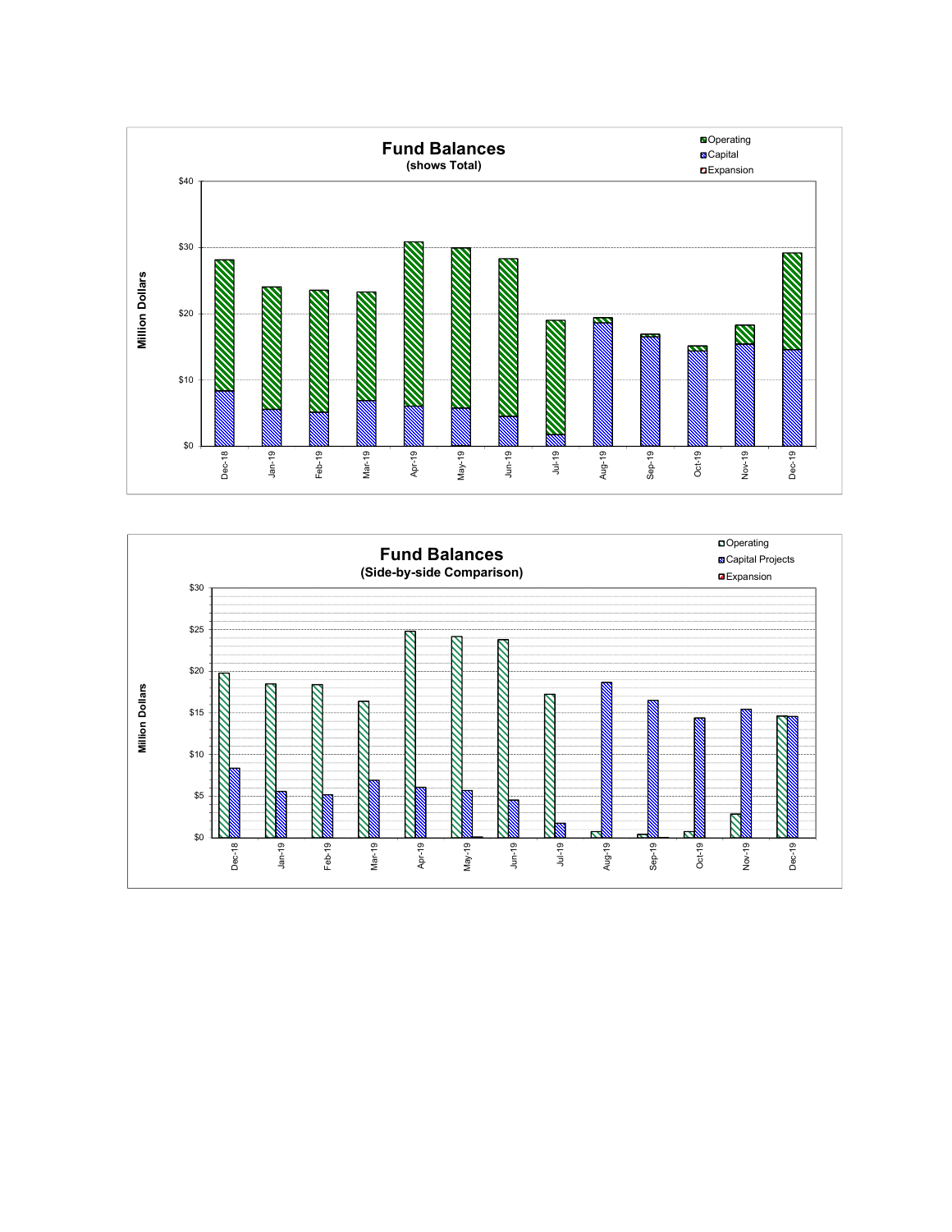## Fund Balances
**(shows Total)**

Legend: Operating, Capital, Expansion

Million Dollars

$0 – $40

Dec-18, Jan-19, Feb-19, Mar-19, Apr-19, May-19, Jun-19, Jul-19, Aug-19, Sep-19, Oct-19, Nov-19, Dec-19

## Fund Balances
**(Side-by-side Comparison)**

Legend: Operating, Capital Projects, Expansion

Million Dollars

$0 – $30

Dec-18, Jan-19, Feb-19, Mar-19, Apr-19, May-19, Jun-19, Jul-19, Aug-19, Sep-19, Oct-19, Nov-19, Dec-19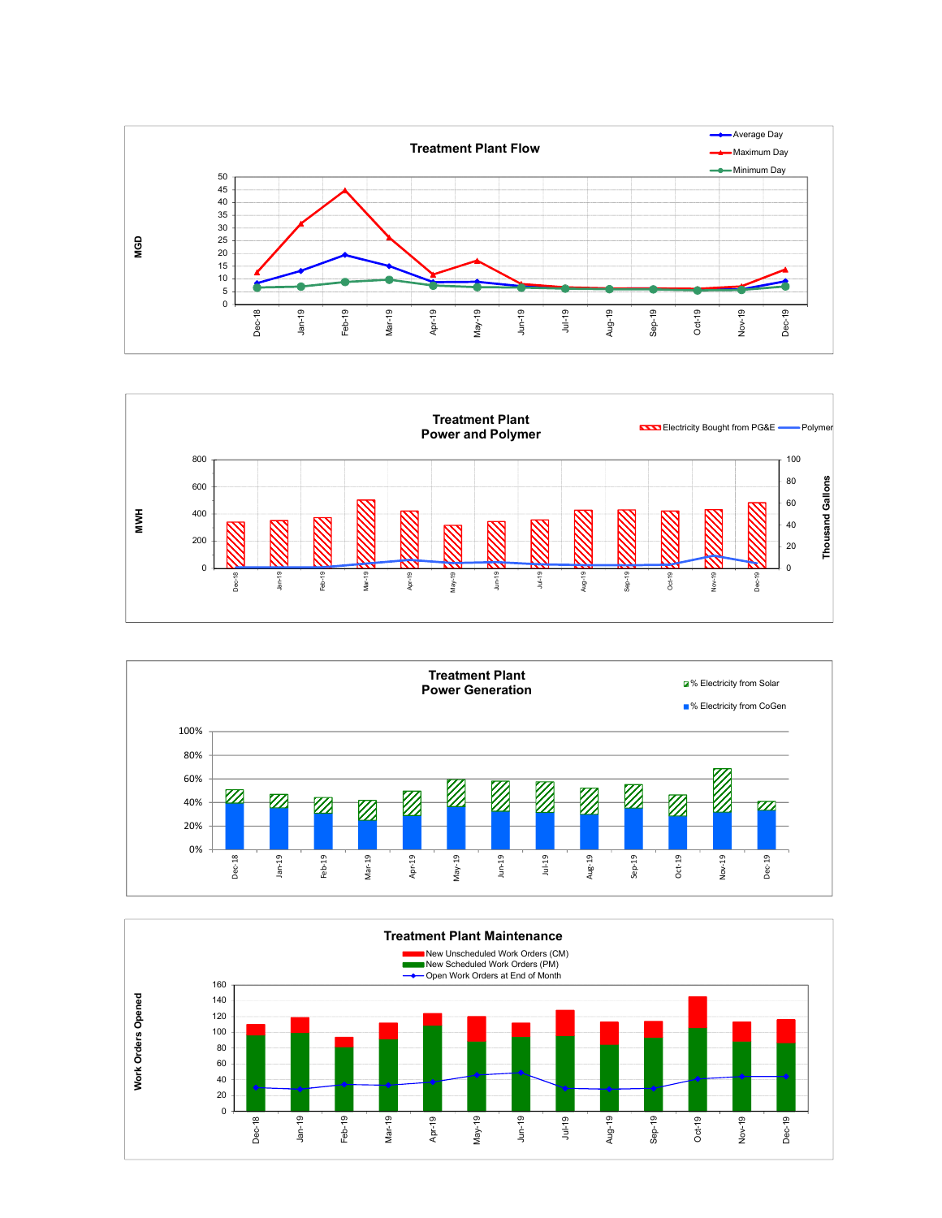## Treatment Plant Flow

MGD

- Average Day
- Maximum Day
- Minimum Day

50, 45, 40, 35, 30, 25, 20, 15, 10, 5, 0

Dec-18, Jan-19, Feb-19, Mar-19, Apr-19, May-19, Jun-19, Jul-19, Aug-19, Sep-19, Oct-19, Nov-19, Dec-19

## Treatment Plant Power and Polymer

MWH | Thousand Gallons

- Electricity Bought from PG&E
- Polymer

800, 600, 400, 200, 0 | 100, 80, 60, 40, 20, 0

Dec-18, Jan-19, Feb-19, Mar-19, Apr-19, May-19, Jun-19, Jul-19, Aug-19, Sep-19, Oct-19, Nov-19, Dec-19

## Treatment Plant Power Generation

- % Electricity from Solar
- % Electricity from CoGen

100%, 80%, 60%, 40%, 20%, 0%

Dec-18, Jan-19, Feb-19, Mar-19, Apr-19, May-19, Jun-19, Jul-19, Aug-19, Sep-19, Oct-19, Nov-19, Dec-19

## Treatment Plant Maintenance

Work Orders Opened

- New Unscheduled Work Orders (CM)
- New Scheduled Work Orders (PM)
- Open Work Orders at End of Month

160, 140, 120, 100, 80, 60, 40, 20, 0

Dec-18, Jan-19, Feb-19, Mar-19, Apr-19, May-19, Jun-19, Jul-19, Aug-19, Sep-19, Oct-19, Nov-19, Dec-19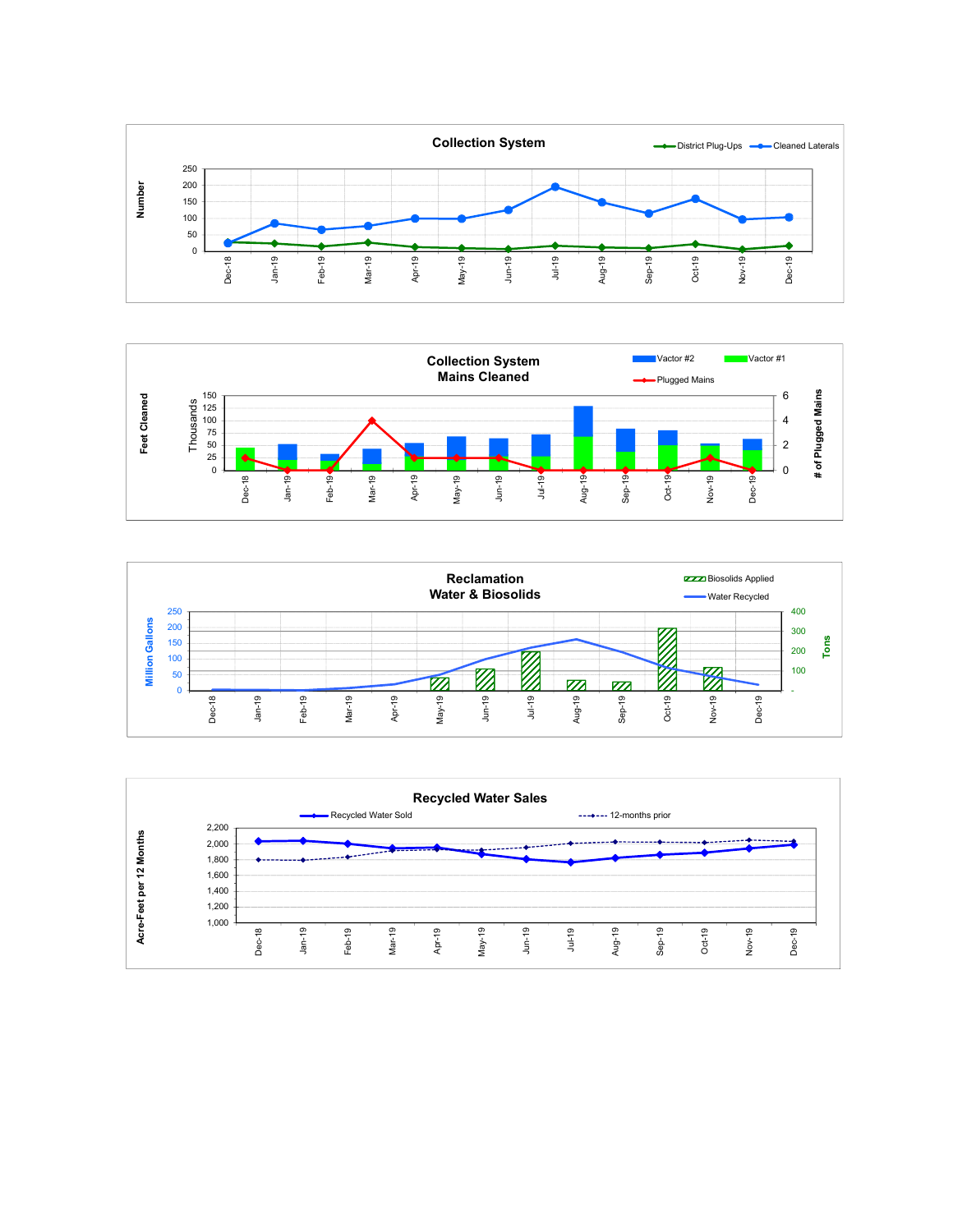## Collection System

District Plug-Ups / Cleaned Laterals

Number: 0, 50, 100, 150, 200, 250

Dec-18, Jan-19, Feb-19, Mar-19, Apr-19, May-19, Jun-19, Jul-19, Aug-19, Sep-19, Oct-19, Nov-19, Dec-19

## Collection System Mains Cleaned

Vactor #2 / Vactor #1 / Plugged Mains

Feet Cleaned (Thousands): 0, 25, 50, 75, 100, 125, 150

# of Plugged Mains: 0, 2, 4, 6

Dec-18, Jan-19, Feb-19, Mar-19, Apr-19, May-19, Jun-19, Jul-19, Aug-19, Sep-19, Oct-19, Nov-19, Dec-19

## Reclamation Water & Biosolids

Biosolids Applied / Water Recycled

Million Gallons: 0, 50, 100, 150, 200, 250

Tons: -, 100, 200, 300, 400

Dec-18, Jan-19, Feb-19, Mar-19, Apr-19, May-19, Jun-19, Jul-19, Aug-19, Sep-19, Oct-19, Nov-19, Dec-19

## Recycled Water Sales

Recycled Water Sold / 12-months prior

Acre-Feet per 12 Months: 1,000, 1,200, 1,400, 1,600, 1,800, 2,000, 2,200

Dec-18, Jan-19, Feb-19, Mar-19, Apr-19, May-19, Jun-19, Jul-19, Aug-19, Sep-19, Oct-19, Nov-19, Dec-19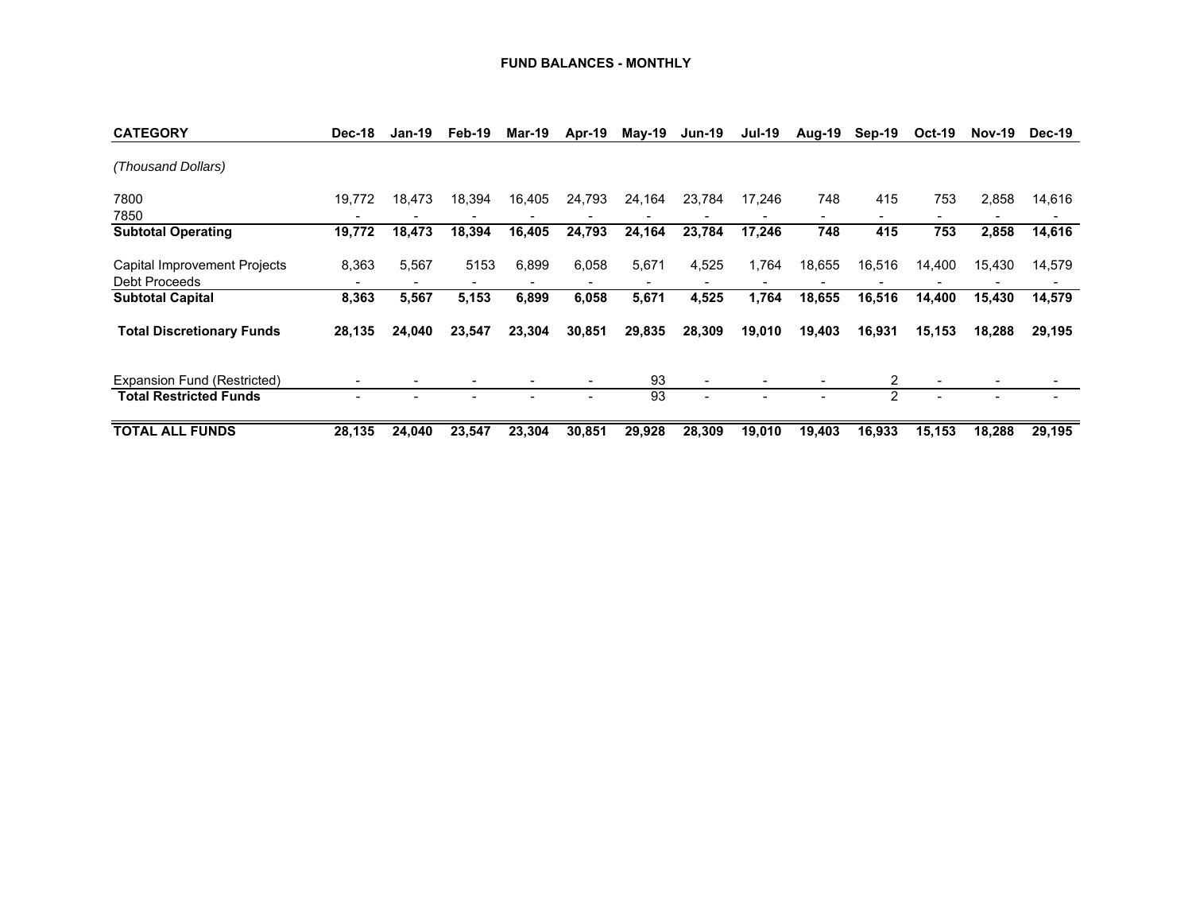## FUND BALANCES - MONTHLY

| CATEGORY | Dec-18 | Jan-19 | Feb-19 | Mar-19 | Apr-19 | May-19 | Jun-19 | Jul-19 | Aug-19 | Sep-19 | Oct-19 | Nov-19 | Dec-19 |
|---|---|---|---|---|---|---|---|---|---|---|---|---|---|
| *(Thousand Dollars)* | | | | | | | | | | | | | |
| 7800 | 19,772 | 18,473 | 18,394 | 16,405 | 24,793 | 24,164 | 23,784 | 17,246 | 748 | 415 | 753 | 2,858 | 14,616 |
| 7850 | - | - | - | - | - | - | - | - | - | - | - | - | - |
| **Subtotal Operating** | **19,772** | **18,473** | **18,394** | **16,405** | **24,793** | **24,164** | **23,784** | **17,246** | **748** | **415** | **753** | **2,858** | **14,616** |
| Capital Improvement Projects | 8,363 | 5,567 | 5153 | 6,899 | 6,058 | 5,671 | 4,525 | 1,764 | 18,655 | 16,516 | 14,400 | 15,430 | 14,579 |
| Debt Proceeds | - | - | - | - | - | - | - | - | - | - | - | - | - |
| **Subtotal Capital** | **8,363** | **5,567** | **5,153** | **6,899** | **6,058** | **5,671** | **4,525** | **1,764** | **18,655** | **16,516** | **14,400** | **15,430** | **14,579** |
| **Total Discretionary Funds** | **28,135** | **24,040** | **23,547** | **23,304** | **30,851** | **29,835** | **28,309** | **19,010** | **19,403** | **16,931** | **15,153** | **18,288** | **29,195** |
| Expansion Fund (Restricted) | - | - | - | - | - | 93 | - | - | - | 2 | - | - | - |
| **Total Restricted Funds** | - | - | - | - | - | 93 | - | - | - | 2 | - | - | - |
| **TOTAL ALL FUNDS** | **28,135** | **24,040** | **23,547** | **23,304** | **30,851** | **29,928** | **28,309** | **19,010** | **19,403** | **16,933** | **15,153** | **18,288** | **29,195** |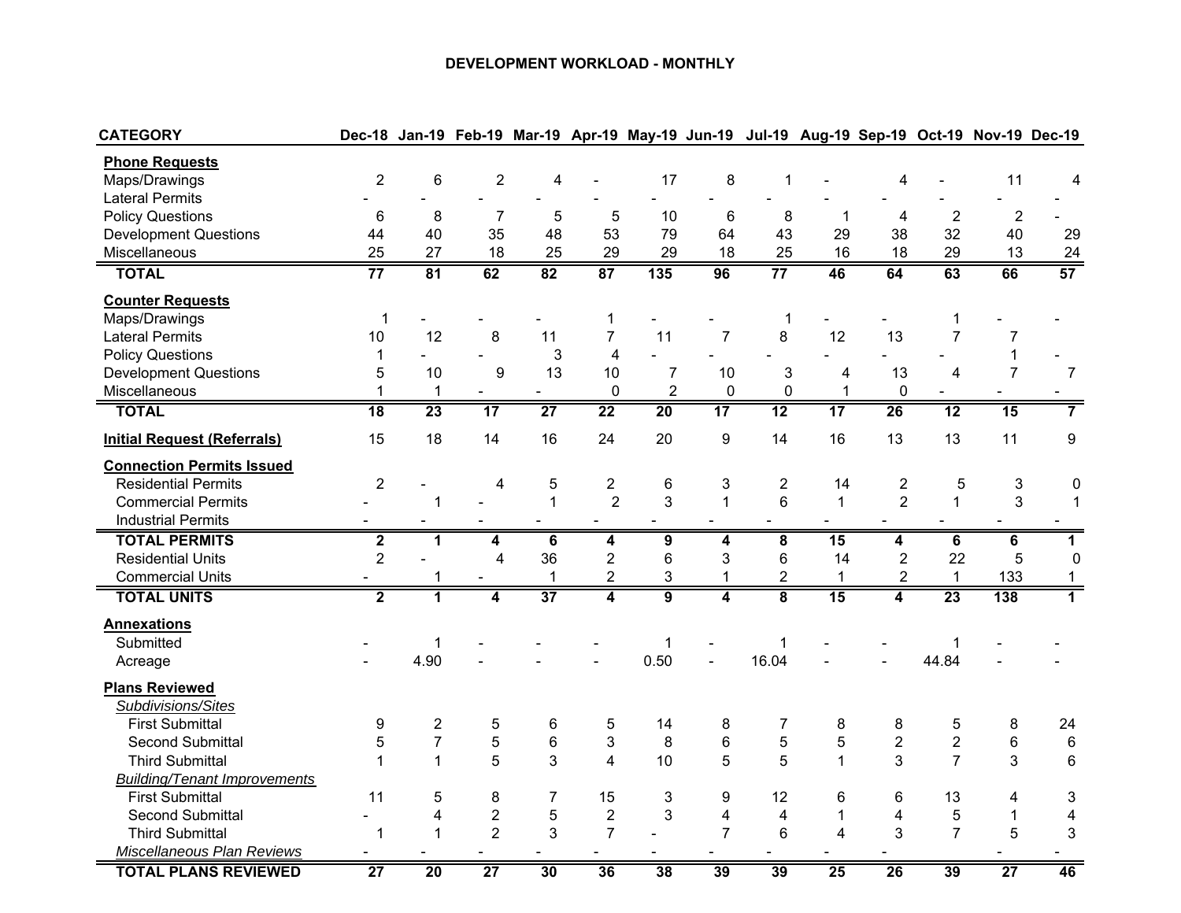# DEVELOPMENT WORKLOAD - MONTHLY

| CATEGORY | Dec-18 | Jan-19 | Feb-19 | Mar-19 | Apr-19 | May-19 | Jun-19 | Jul-19 | Aug-19 | Sep-19 | Oct-19 | Nov-19 | Dec-19 |
|---|---|---|---|---|---|---|---|---|---|---|---|---|---|
| **Phone Requests** | | | | | | | | | | | | | |
| Maps/Drawings | 2 | 6 | 2 | 4 | - | 17 | 8 | 1 | - | 4 | - | 11 | 4 |
| Lateral Permits | - | - | - | - | - | - | - | - | - | - | - | - | - |
| Policy Questions | 6 | 8 | 7 | 5 | 5 | 10 | 6 | 8 | 1 | 4 | 2 | 2 | - |
| Development Questions | 44 | 40 | 35 | 48 | 53 | 79 | 64 | 43 | 29 | 38 | 32 | 40 | 29 |
| Miscellaneous | 25 | 27 | 18 | 25 | 29 | 29 | 18 | 25 | 16 | 18 | 29 | 13 | 24 |
| **TOTAL** | **77** | **81** | **62** | **82** | **87** | **135** | **96** | **77** | **46** | **64** | **63** | **66** | **57** |
| **Counter Requests** | | | | | | | | | | | | | |
| Maps/Drawings | 1 | - | - | - | 1 | - | - | 1 | - | - | 1 | - | - |
| Lateral Permits | 10 | 12 | 8 | 11 | 7 | 11 | 7 | 8 | 12 | 13 | 7 | 7 | |
| Policy Questions | 1 | - | - | 3 | 4 | - | - | - | - | - | - | 1 | - |
| Development Questions | 5 | 10 | 9 | 13 | 10 | 7 | 10 | 3 | 4 | 13 | 4 | 7 | 7 |
| Miscellaneous | 1 | 1 | - | - | 0 | 2 | 0 | 0 | 1 | 0 | - | - | - |
| **TOTAL** | **18** | **23** | **17** | **27** | **22** | **20** | **17** | **12** | **17** | **26** | **12** | **15** | **7** |
| **Initial Request (Referrals)** | 15 | 18 | 14 | 16 | 24 | 20 | 9 | 14 | 16 | 13 | 13 | 11 | 9 |
| **Connection Permits Issued** | | | | | | | | | | | | | |
| Residential Permits | 2 | - | 4 | 5 | 2 | 6 | 3 | 2 | 14 | 2 | 5 | 3 | 0 |
| Commercial Permits | - | 1 | - | 1 | 2 | 3 | 1 | 6 | 1 | 2 | 1 | 3 | 1 |
| Industrial Permits | - | - | - | - | - | - | - | - | - | - | - | - | - |
| **TOTAL PERMITS** | **2** | **1** | **4** | **6** | **4** | **9** | **4** | **8** | **15** | **4** | **6** | **6** | **1** |
| Residential Units | 2 | - | 4 | 36 | 2 | 6 | 3 | 6 | 14 | 2 | 22 | 5 | 0 |
| Commercial Units | - | 1 | - | 1 | 2 | 3 | 1 | 2 | 1 | 2 | 1 | 133 | 1 |
| **TOTAL UNITS** | **2** | **1** | **4** | **37** | **4** | **9** | **4** | **8** | **15** | **4** | **23** | **138** | **1** |
| **Annexations** | | | | | | | | | | | | | |
| Submitted | - | 1 | - | - | - | 1 | - | 1 | - | - | 1 | - | - |
| Acreage | - | 4.90 | - | - | - | 0.50 | - | 16.04 | - | - | 44.84 | - | - |
| **Plans Reviewed** | | | | | | | | | | | | | |
| *Subdivisions/Sites* | | | | | | | | | | | | | |
| First Submittal | 9 | 2 | 5 | 6 | 5 | 14 | 8 | 7 | 8 | 8 | 5 | 8 | 24 |
| Second Submittal | 5 | 7 | 5 | 6 | 3 | 8 | 6 | 5 | 5 | 2 | 2 | 6 | 6 |
| Third Submittal | 1 | 1 | 5 | 3 | 4 | 10 | 5 | 5 | 1 | 3 | 7 | 3 | 6 |
| *Building/Tenant Improvements* | | | | | | | | | | | | | |
| First Submittal | 11 | 5 | 8 | 7 | 15 | 3 | 9 | 12 | 6 | 6 | 13 | 4 | 3 |
| Second Submittal | - | 4 | 2 | 5 | 2 | 3 | 4 | 4 | 1 | 4 | 5 | 1 | 4 |
| Third Submittal | 1 | 1 | 2 | 3 | 7 | - | 7 | 6 | 4 | 3 | 7 | 5 | 3 |
| *Miscellaneous Plan Reviews* | - | - | - | - | - | - | - | - | - | - | | - | - |
| **TOTAL PLANS REVIEWED** | **27** | **20** | **27** | **30** | **36** | **38** | **39** | **39** | **25** | **26** | **39** | **27** | **46** |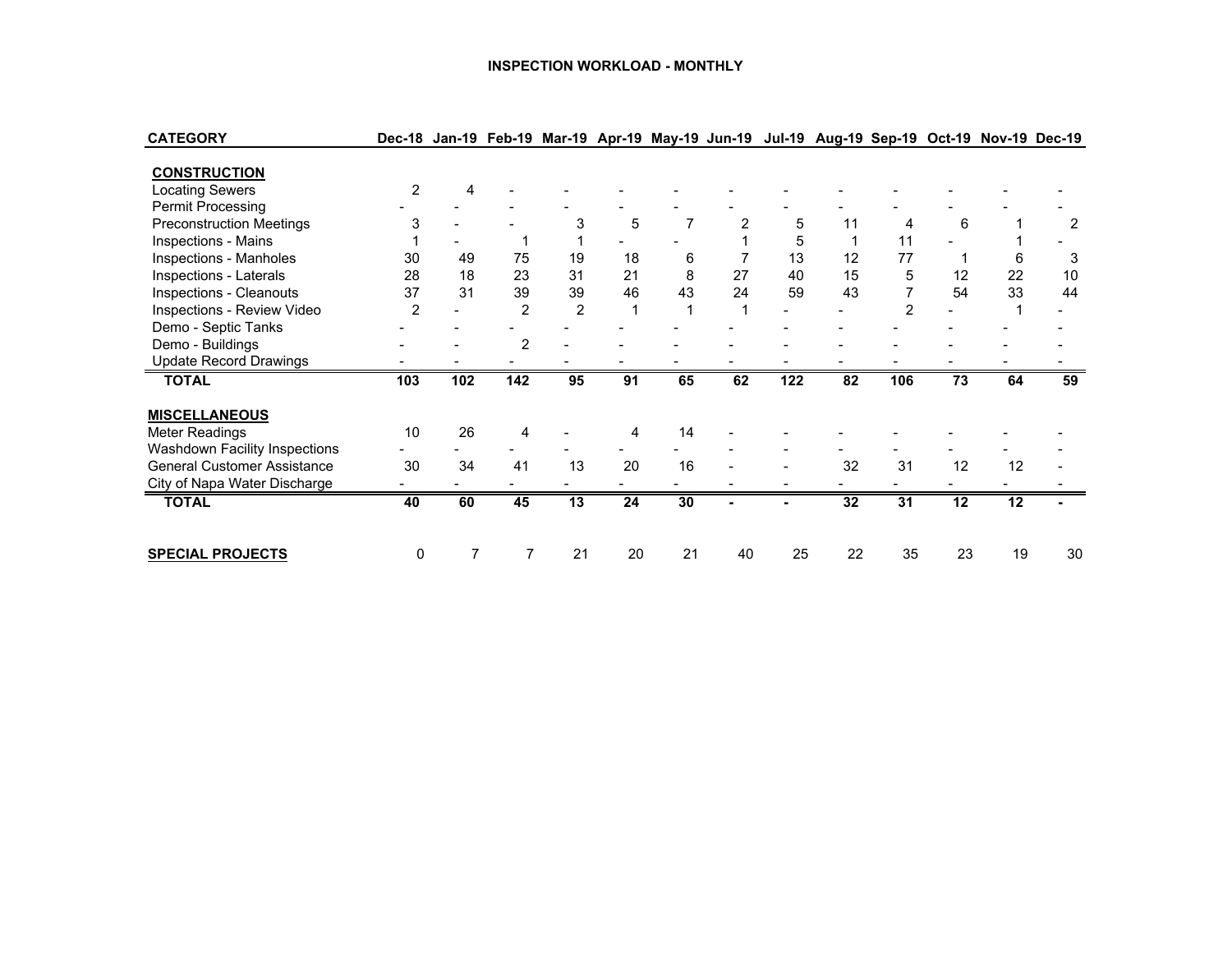# INSPECTION WORKLOAD - MONTHLY

| CATEGORY | Dec-18 | Jan-19 | Feb-19 | Mar-19 | Apr-19 | May-19 | Jun-19 | Jul-19 | Aug-19 | Sep-19 | Oct-19 | Nov-19 | Dec-19 |
|---|---|---|---|---|---|---|---|---|---|---|---|---|---|
| **CONSTRUCTION** | | | | | | | | | | | | | |
| Locating Sewers | 2 | 4 | - | - | - | - | - | - | - | - | - | - | - |
| Permit Processing | - | - | - | - | - | - | - | - | - | - | - | - | - |
| Preconstruction Meetings | 3 | - | - | 3 | 5 | 7 | 2 | 5 | 11 | 4 | 6 | 1 | 2 |
| Inspections - Mains | 1 | - | 1 | 1 | - | - | 1 | 5 | 1 | 11 | - | 1 | - |
| Inspections - Manholes | 30 | 49 | 75 | 19 | 18 | 6 | 7 | 13 | 12 | 77 | 1 | 6 | 3 |
| Inspections - Laterals | 28 | 18 | 23 | 31 | 21 | 8 | 27 | 40 | 15 | 5 | 12 | 22 | 10 |
| Inspections - Cleanouts | 37 | 31 | 39 | 39 | 46 | 43 | 24 | 59 | 43 | 7 | 54 | 33 | 44 |
| Inspections - Review Video | 2 | - | 2 | 2 | 1 | 1 | 1 | - | - | 2 | - | 1 | - |
| Demo - Septic Tanks | - | - | - | - | - | - | - | - | - | - | - | - | - |
| Demo - Buildings | - | - | 2 | - | - | - | - | - | - | - | - | - | - |
| Update Record Drawings | - | - | - | - | - | - | - | - | - | - | - | - | - |
| **TOTAL** | **103** | **102** | **142** | **95** | **91** | **65** | **62** | **122** | **82** | **106** | **73** | **64** | **59** |
| **MISCELLANEOUS** | | | | | | | | | | | | | |
| Meter Readings | 10 | 26 | 4 | - | 4 | 14 | - | - | - | - | - | - | - |
| Washdown Facility Inspections | - | - | - | - | - | - | - | - | - | - | - | - | - |
| General Customer Assistance | 30 | 34 | 41 | 13 | 20 | 16 | - | - | 32 | 31 | 12 | 12 | - |
| City of Napa Water Discharge | - | - | - | - | - | - | - | - | - | - | - | - | - |
| **TOTAL** | **40** | **60** | **45** | **13** | **24** | **30** | **-** | **-** | **32** | **31** | **12** | **12** | **-** |
| **SPECIAL PROJECTS** | 0 | 7 | 7 | 21 | 20 | 21 | 40 | 25 | 22 | 35 | 23 | 19 | 30 |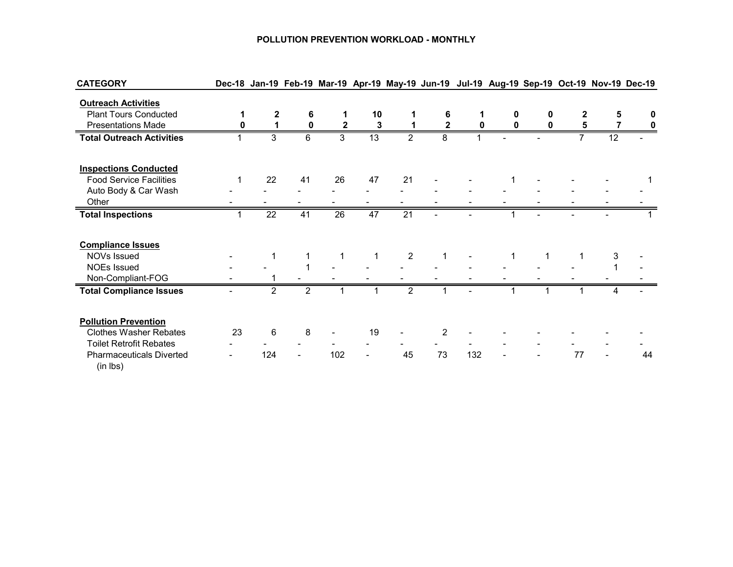# POLLUTION PREVENTION WORKLOAD - MONTHLY

| CATEGORY | Dec-18 | Jan-19 | Feb-19 | Mar-19 | Apr-19 | May-19 | Jun-19 | Jul-19 | Aug-19 | Sep-19 | Oct-19 | Nov-19 | Dec-19 |
|---|---|---|---|---|---|---|---|---|---|---|---|---|---|
| **Outreach Activities** | | | | | | | | | | | | | |
| Plant Tours Conducted | **1** | **2** | **6** | **1** | **10** | **1** | **6** | **1** | **0** | **0** | **2** | **5** | **0** |
| Presentations Made | **0** | **1** | **0** | **2** | **3** | **1** | **2** | **0** | **0** | **0** | **5** | **7** | **0** |
| **Total Outreach Activities** | 1 | 3 | 6 | 3 | 13 | 2 | 8 | 1 | - | - | 7 | 12 | - |
| **Inspections Conducted** | | | | | | | | | | | | | |
| Food Service Facilities | 1 | 22 | 41 | 26 | 47 | 21 | - | - | 1 | - | - | - | 1 |
| Auto Body & Car Wash | - | - | - | - | - | - | - | - | - | - | - | - | - |
| Other | - | - | - | - | - | - | - | - | - | - | - | - | - |
| **Total Inspections** | 1 | 22 | 41 | 26 | 47 | 21 | - | - | 1 | - | - | - | 1 |
| **Compliance Issues** | | | | | | | | | | | | | |
| NOVs Issued | - | 1 | 1 | 1 | 1 | 2 | 1 | - | 1 | 1 | 1 | 3 | - |
| NOEs Issued | - | - | 1 | - | - | - | - | - | - | - | - | 1 | - |
| Non-Compliant-FOG | - | 1 | - | - | - | - | - | - | - | - | - | - | - |
| **Total Compliance Issues** | - | 2 | 2 | 1 | 1 | 2 | 1 | - | 1 | 1 | 1 | 4 | - |
| **Pollution Prevention** | | | | | | | | | | | | | |
| Clothes Washer Rebates | 23 | 6 | 8 | - | 19 | - | 2 | - | - | - | - | - | - |
| Toilet Retrofit Rebates | - | - | - | - | - | - | - | - | - | - | - | - | - |
| Pharmaceuticals Diverted (in lbs) | - | 124 | - | 102 | - | 45 | 73 | 132 | - | - | 77 | - | 44 |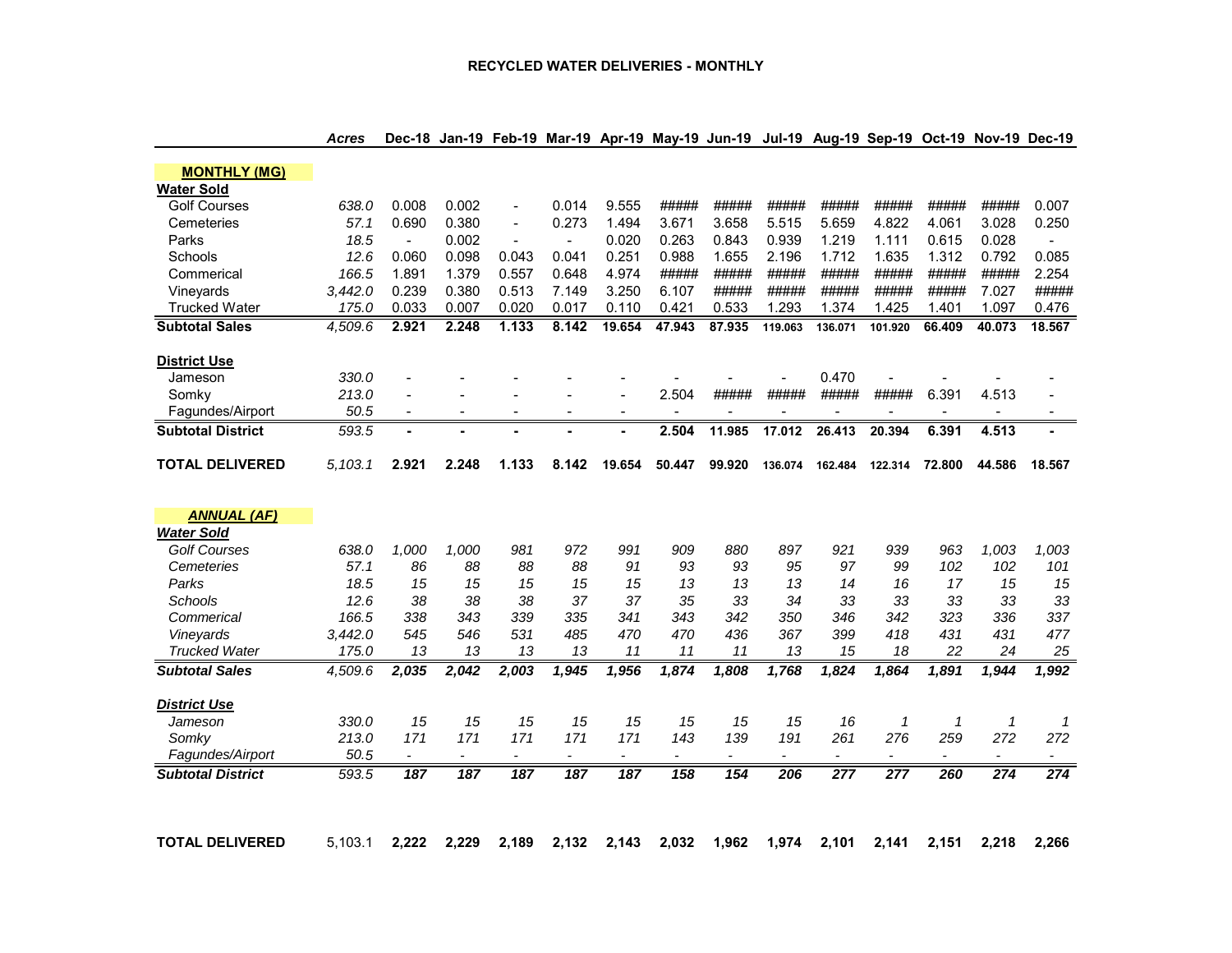# RECYCLED WATER DELIVERIES - MONTHLY

| | Acres | Dec-18 | Jan-19 | Feb-19 | Mar-19 | Apr-19 | May-19 | Jun-19 | Jul-19 | Aug-19 | Sep-19 | Oct-19 | Nov-19 | Dec-19 |
|---|---|---|---|---|---|---|---|---|---|---|---|---|---|---|
| **MONTHLY (MG)** | | | | | | | | | | | | | | |
| **Water Sold** | | | | | | | | | | | | | | |
| Golf Courses | 638.0 | 0.008 | 0.002 | - | 0.014 | 9.555 | ##### | ##### | ##### | ##### | ##### | ##### | ##### | 0.007 |
| Cemeteries | 57.1 | 0.690 | 0.380 | - | 0.273 | 1.494 | 3.671 | 3.658 | 5.515 | 5.659 | 4.822 | 4.061 | 3.028 | 0.250 |
| Parks | 18.5 | - | 0.002 | - | - | 0.020 | 0.263 | 0.843 | 0.939 | 1.219 | 1.111 | 0.615 | 0.028 | - |
| Schools | 12.6 | 0.060 | 0.098 | 0.043 | 0.041 | 0.251 | 0.988 | 1.655 | 2.196 | 1.712 | 1.635 | 1.312 | 0.792 | 0.085 |
| Commerical | 166.5 | 1.891 | 1.379 | 0.557 | 0.648 | 4.974 | ##### | ##### | ##### | ##### | ##### | ##### | ##### | 2.254 |
| Vineyards | 3,442.0 | 0.239 | 0.380 | 0.513 | 7.149 | 3.250 | 6.107 | ##### | ##### | ##### | ##### | ##### | 7.027 | ##### |
| Trucked Water | 175.0 | 0.033 | 0.007 | 0.020 | 0.017 | 0.110 | 0.421 | 0.533 | 1.293 | 1.374 | 1.425 | 1.401 | 1.097 | 0.476 |
| **Subtotal Sales** | 4,509.6 | **2.921** | **2.248** | **1.133** | **8.142** | **19.654** | **47.943** | **87.935** | **119.063** | **136.071** | **101.920** | **66.409** | **40.073** | **18.567** |
| **District Use** | | | | | | | | | | | | | | |
| Jameson | 330.0 | - | - | - | - | - | - | - | - | 0.470 | - | - | - | - |
| Somky | 213.0 | - | - | - | - | - | 2.504 | ##### | ##### | ##### | ##### | 6.391 | 4.513 | - |
| Fagundes/Airport | 50.5 | - | - | - | - | - | - | - | - | - | - | - | - | - |
| **Subtotal District** | 593.5 | **-** | **-** | **-** | **-** | **-** | **2.504** | **11.985** | **17.012** | **26.413** | **20.394** | **6.391** | **4.513** | **-** |
| **TOTAL DELIVERED** | 5,103.1 | **2.921** | **2.248** | **1.133** | **8.142** | **19.654** | **50.447** | **99.920** | **136.074** | **162.484** | **122.314** | **72.800** | **44.586** | **18.567** |
| ***ANNUAL (AF)*** | | | | | | | | | | | | | | |
| ***Water Sold*** | | | | | | | | | | | | | | |
| *Golf Courses* | 638.0 | 1,000 | 1,000 | 981 | 972 | 991 | 909 | 880 | 897 | 921 | 939 | 963 | 1,003 | 1,003 |
| *Cemeteries* | 57.1 | 86 | 88 | 88 | 88 | 91 | 93 | 93 | 95 | 97 | 99 | 102 | 102 | 101 |
| *Parks* | 18.5 | 15 | 15 | 15 | 15 | 15 | 13 | 13 | 13 | 14 | 16 | 17 | 15 | 15 |
| *Schools* | 12.6 | 38 | 38 | 38 | 37 | 37 | 35 | 33 | 34 | 33 | 33 | 33 | 33 | 33 |
| *Commerical* | 166.5 | 338 | 343 | 339 | 335 | 341 | 343 | 342 | 350 | 346 | 342 | 323 | 336 | 337 |
| *Vineyards* | 3,442.0 | 545 | 546 | 531 | 485 | 470 | 470 | 436 | 367 | 399 | 418 | 431 | 431 | 477 |
| *Trucked Water* | 175.0 | 13 | 13 | 13 | 13 | 11 | 11 | 11 | 13 | 15 | 18 | 22 | 24 | 25 |
| ***Subtotal Sales*** | 4,509.6 | ***2,035*** | ***2,042*** | ***2,003*** | ***1,945*** | ***1,956*** | ***1,874*** | ***1,808*** | ***1,768*** | ***1,824*** | ***1,864*** | ***1,891*** | ***1,944*** | ***1,992*** |
| ***District Use*** | | | | | | | | | | | | | | |
| *Jameson* | 330.0 | 15 | 15 | 15 | 15 | 15 | 15 | 15 | 15 | 16 | 1 | 1 | 1 | 1 |
| *Somky* | 213.0 | 171 | 171 | 171 | 171 | 171 | 143 | 139 | 191 | 261 | 276 | 259 | 272 | 272 |
| *Fagundes/Airport* | 50.5 | - | - | - | - | - | - | - | - | - | - | - | - | - |
| ***Subtotal District*** | 593.5 | ***187*** | ***187*** | ***187*** | ***187*** | ***187*** | ***158*** | ***154*** | ***206*** | ***277*** | ***277*** | ***260*** | ***274*** | ***274*** |
| **TOTAL DELIVERED** | 5,103.1 | **2,222** | **2,229** | **2,189** | **2,132** | **2,143** | **2,032** | **1,962** | **1,974** | **2,101** | **2,141** | **2,151** | **2,218** | **2,266** |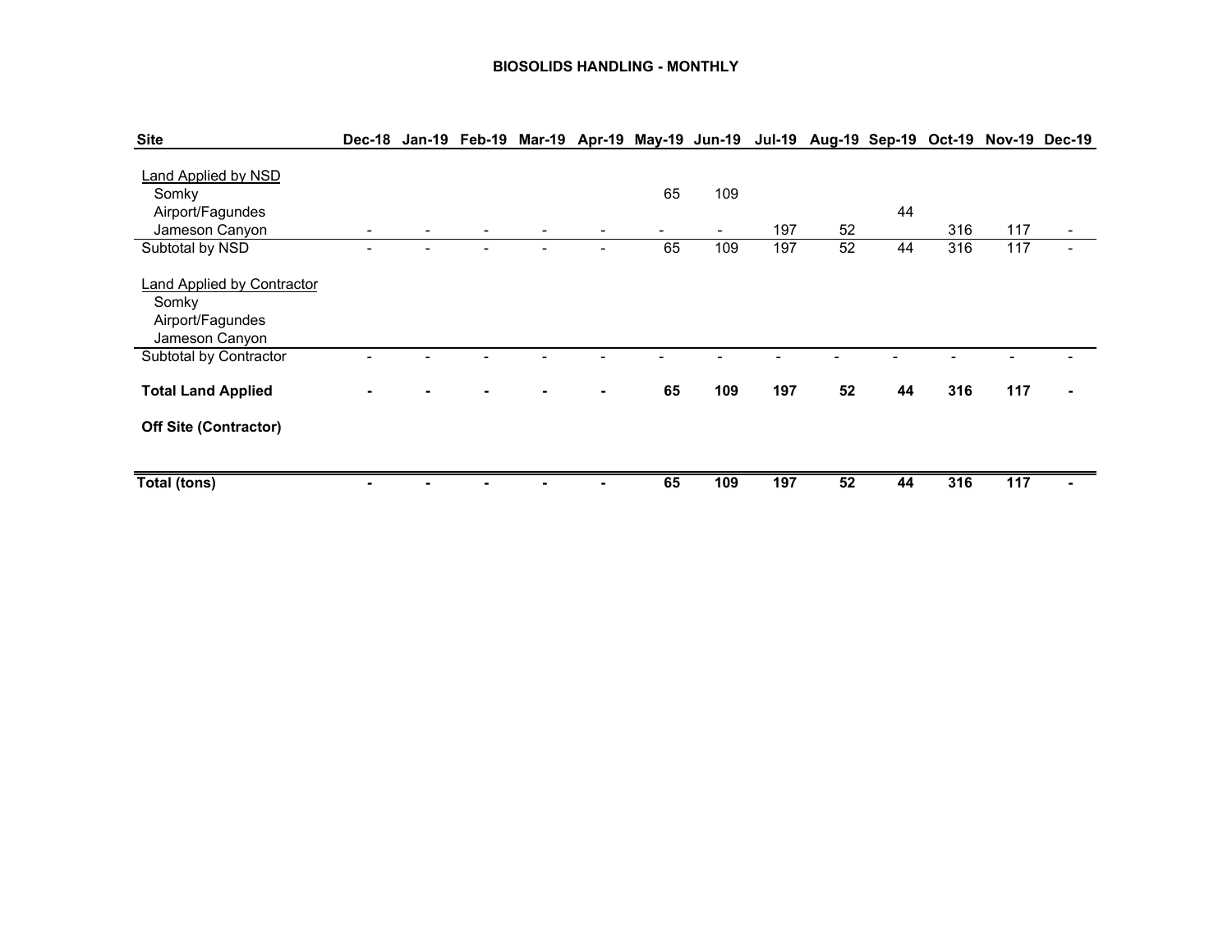# BIOSOLIDS HANDLING - MONTHLY

| Site | Dec-18 | Jan-19 | Feb-19 | Mar-19 | Apr-19 | May-19 | Jun-19 | Jul-19 | Aug-19 | Sep-19 | Oct-19 | Nov-19 | Dec-19 |
|---|---|---|---|---|---|---|---|---|---|---|---|---|---|
| Land Applied by NSD | | | | | | | | | | | | | |
| Somky | | | | | | 65 | 109 | | | | | | |
| Airport/Fagundes | | | | | | | | | | 44 | | | |
| Jameson Canyon | - | - | - | - | - | - | - | 197 | 52 | | 316 | 117 | - |
| Subtotal by NSD | - | - | - | - | - | 65 | 109 | 197 | 52 | 44 | 316 | 117 | - |
| Land Applied by Contractor | | | | | | | | | | | | | |
| Somky | | | | | | | | | | | | | |
| Airport/Fagundes | | | | | | | | | | | | | |
| Jameson Canyon | | | | | | | | | | | | | |
| Subtotal by Contractor | - | - | - | - | - | - | - | - | - | - | - | - | - |
| **Total Land Applied** | **-** | **-** | **-** | **-** | **-** | **65** | **109** | **197** | **52** | **44** | **316** | **117** | **-** |
| **Off Site (Contractor)** | | | | | | | | | | | | | |
| **Total (tons)** | **-** | **-** | **-** | **-** | **-** | **65** | **109** | **197** | **52** | **44** | **316** | **117** | **-** |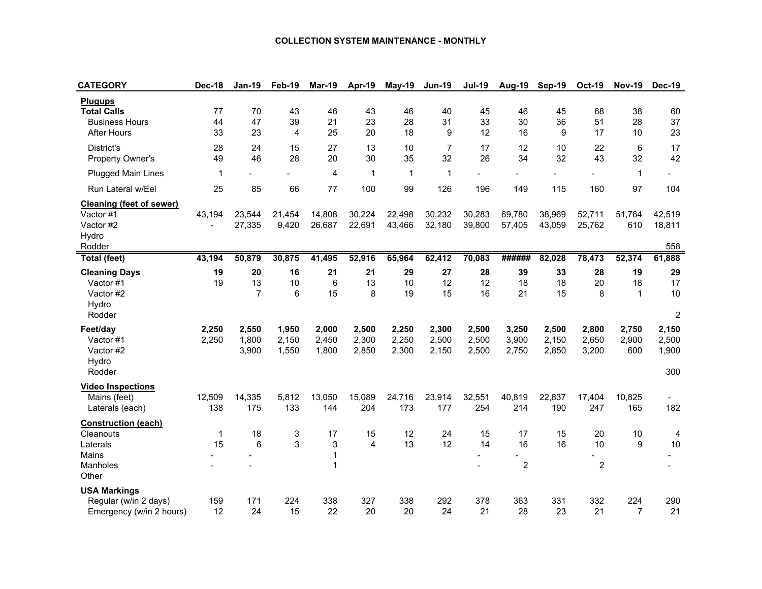# COLLECTION SYSTEM MAINTENANCE - MONTHLY

| CATEGORY | Dec-18 | Jan-19 | Feb-19 | Mar-19 | Apr-19 | May-19 | Jun-19 | Jul-19 | Aug-19 | Sep-19 | Oct-19 | Nov-19 | Dec-19 |
|---|---|---|---|---|---|---|---|---|---|---|---|---|---|
| **Plugups** | | | | | | | | | | | | | |
| **Total Calls** | 77 | 70 | 43 | 46 | 43 | 46 | 40 | 45 | 46 | 45 | 68 | 38 | 60 |
| Business Hours | 44 | 47 | 39 | 21 | 23 | 28 | 31 | 33 | 30 | 36 | 51 | 28 | 37 |
| After Hours | 33 | 23 | 4 | 25 | 20 | 18 | 9 | 12 | 16 | 9 | 17 | 10 | 23 |
| District's | 28 | 24 | 15 | 27 | 13 | 10 | 7 | 17 | 12 | 10 | 22 | 6 | 17 |
| Property Owner's | 49 | 46 | 28 | 20 | 30 | 35 | 32 | 26 | 34 | 32 | 43 | 32 | 42 |
| Plugged Main Lines | 1 | - | - | 4 | 1 | 1 | 1 | - | - | - | - | 1 | - |
| Run Lateral w/Eel | 25 | 85 | 66 | 77 | 100 | 99 | 126 | 196 | 149 | 115 | 160 | 97 | 104 |
| **Cleaning (feet of sewer)** | | | | | | | | | | | | | |
| Vactor #1 | 43,194 | 23,544 | 21,454 | 14,808 | 30,224 | 22,498 | 30,232 | 30,283 | 69,780 | 38,969 | 52,711 | 51,764 | 42,519 |
| Vactor #2 | - | 27,335 | 9,420 | 26,687 | 22,691 | 43,466 | 32,180 | 39,800 | 57,405 | 43,059 | 25,762 | 610 | 18,811 |
| Hydro | | | | | | | | | | | | | |
| Rodder | | | | | | | | | | | | | 558 |
| **Total (feet)** | **43,194** | **50,879** | **30,875** | **41,495** | **52,916** | **65,964** | **62,412** | **70,083** | **######** | **82,028** | **78,473** | **52,374** | **61,888** |
| **Cleaning Days** | **19** | **20** | **16** | **21** | **21** | **29** | **27** | **28** | **39** | **33** | **28** | **19** | **29** |
| Vactor #1 | 19 | 13 | 10 | 6 | 13 | 10 | 12 | 12 | 18 | 18 | 20 | 18 | 17 |
| Vactor #2 | | 7 | 6 | 15 | 8 | 19 | 15 | 16 | 21 | 15 | 8 | 1 | 10 |
| Hydro | | | | | | | | | | | | | |
| Rodder | | | | | | | | | | | | | 2 |
| **Feet/day** | **2,250** | **2,550** | **1,950** | **2,000** | **2,500** | **2,250** | **2,300** | **2,500** | **3,250** | **2,500** | **2,800** | **2,750** | **2,150** |
| Vactor #1 | 2,250 | 1,800 | 2,150 | 2,450 | 2,300 | 2,250 | 2,500 | 2,500 | 3,900 | 2,150 | 2,650 | 2,900 | 2,500 |
| Vactor #2 | | 3,900 | 1,550 | 1,800 | 2,850 | 2,300 | 2,150 | 2,500 | 2,750 | 2,850 | 3,200 | 600 | 1,900 |
| Hydro | | | | | | | | | | | | | |
| Rodder | | | | | | | | | | | | | 300 |
| **Video Inspections** | | | | | | | | | | | | | |
| Mains (feet) | 12,509 | 14,335 | 5,812 | 13,050 | 15,089 | 24,716 | 23,914 | 32,551 | 40,819 | 22,837 | 17,404 | 10,825 | - |
| Laterals (each) | 138 | 175 | 133 | 144 | 204 | 173 | 177 | 254 | 214 | 190 | 247 | 165 | 182 |
| **Construction (each)** | | | | | | | | | | | | | |
| Cleanouts | 1 | 18 | 3 | 17 | 15 | 12 | 24 | 15 | 17 | 15 | 20 | 10 | 4 |
| Laterals | 15 | 6 | 3 | 3 | 4 | 13 | 12 | 14 | 16 | 16 | 10 | 9 | 10 |
| Mains | - | - | | 1 | | | | - | - | | - | | - |
| Manholes | - | - | | 1 | | | | - | 2 | | 2 | | - |
| Other | | | | | | | | | | | | | |
| **USA Markings** | | | | | | | | | | | | | |
| Regular (w/in 2 days) | 159 | 171 | 224 | 338 | 327 | 338 | 292 | 378 | 363 | 331 | 332 | 224 | 290 |
| Emergency (w/in 2 hours) | 12 | 24 | 15 | 22 | 20 | 20 | 24 | 21 | 28 | 23 | 21 | 7 | 21 |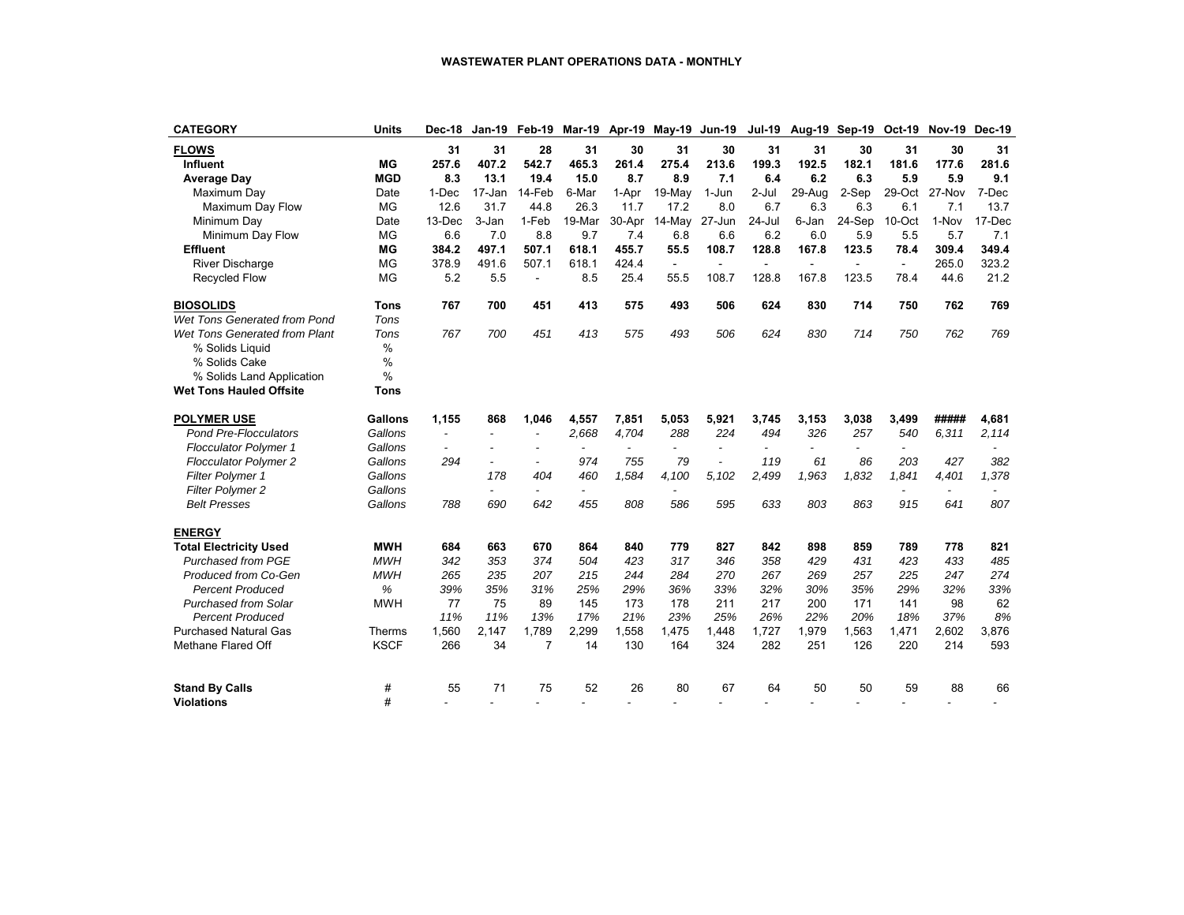# WASTEWATER PLANT OPERATIONS DATA - MONTHLY

| CATEGORY | Units | Dec-18 | Jan-19 | Feb-19 | Mar-19 | Apr-19 | May-19 | Jun-19 | Jul-19 | Aug-19 | Sep-19 | Oct-19 | Nov-19 | Dec-19 |
|---|---|---|---|---|---|---|---|---|---|---|---|---|---|---|
| **FLOWS** | | **31** | **31** | **28** | **31** | **30** | **31** | **30** | **31** | **31** | **30** | **31** | **30** | **31** |
| **Influent** | **MG** | **257.6** | **407.2** | **542.7** | **465.3** | **261.4** | **275.4** | **213.6** | **199.3** | **192.5** | **182.1** | **181.6** | **177.6** | **281.6** |
| **Average Day** | **MGD** | **8.3** | **13.1** | **19.4** | **15.0** | **8.7** | **8.9** | **7.1** | **6.4** | **6.2** | **6.3** | **5.9** | **5.9** | **9.1** |
| Maximum Day | Date | 1-Dec | 17-Jan | 14-Feb | 6-Mar | 1-Apr | 19-May | 1-Jun | 2-Jul | 29-Aug | 2-Sep | 29-Oct | 27-Nov | 7-Dec |
| Maximum Day Flow | MG | 12.6 | 31.7 | 44.8 | 26.3 | 11.7 | 17.2 | 8.0 | 6.7 | 6.3 | 6.3 | 6.1 | 7.1 | 13.7 |
| Minimum Day | Date | 13-Dec | 3-Jan | 1-Feb | 19-Mar | 30-Apr | 14-May | 27-Jun | 24-Jul | 6-Jan | 24-Sep | 10-Oct | 1-Nov | 17-Dec |
| Minimum Day Flow | MG | 6.6 | 7.0 | 8.8 | 9.7 | 7.4 | 6.8 | 6.6 | 6.2 | 6.0 | 5.9 | 5.5 | 5.7 | 7.1 |
| **Effluent** | **MG** | **384.2** | **497.1** | **507.1** | **618.1** | **455.7** | **55.5** | **108.7** | **128.8** | **167.8** | **123.5** | **78.4** | **309.4** | **349.4** |
| River Discharge | MG | 378.9 | 491.6 | 507.1 | 618.1 | 424.4 | - | - | - | - | - | - | 265.0 | 323.2 |
| Recycled Flow | MG | 5.2 | 5.5 | - | 8.5 | 25.4 | 55.5 | 108.7 | 128.8 | 167.8 | 123.5 | 78.4 | 44.6 | 21.2 |
| **BIOSOLIDS** | **Tons** | **767** | **700** | **451** | **413** | **575** | **493** | **506** | **624** | **830** | **714** | **750** | **762** | **769** |
| *Wet Tons Generated from Pond* | *Tons* | | | | | | | | | | | | | |
| *Wet Tons Generated from Plant* | *Tons* | *767* | *700* | *451* | *413* | *575* | *493* | *506* | *624* | *830* | *714* | *750* | *762* | *769* |
| % Solids Liquid | % | | | | | | | | | | | | | |
| % Solids Cake | % | | | | | | | | | | | | | |
| % Solids Land Application | % | | | | | | | | | | | | | |
| **Wet Tons Hauled Offsite** | **Tons** | | | | | | | | | | | | | |
| **POLYMER USE** | **Gallons** | **1,155** | **868** | **1,046** | **4,557** | **7,851** | **5,053** | **5,921** | **3,745** | **3,153** | **3,038** | **3,499** | **#####** | **4,681** |
| *Pond Pre-Flocculators* | *Gallons* | - | - | - | *2,668* | *4,704* | *288* | *224* | *494* | *326* | *257* | *540* | *6,311* | *2,114* |
| *Flocculator Polymer 1* | *Gallons* | - | - | - | - | - | - | - | - | - | - | - | | - |
| *Flocculator Polymer 2* | *Gallons* | *294* | - | - | *974* | *755* | *79* | - | *119* | *61* | *86* | *203* | *427* | *382* |
| *Filter Polymer 1* | *Gallons* | | *178* | *404* | *460* | *1,584* | *4,100* | *5,102* | *2,499* | *1,963* | *1,832* | *1,841* | *4,401* | *1,378* |
| *Filter Polymer 2* | *Gallons* | | - | - | - | | - | | | | | - | - | - |
| *Belt Presses* | *Gallons* | *788* | *690* | *642* | *455* | *808* | *586* | *595* | *633* | *803* | *863* | *915* | *641* | *807* |
| **ENERGY** | | | | | | | | | | | | | | |
| **Total Electricity Used** | **MWH** | **684** | **663** | **670** | **864** | **840** | **779** | **827** | **842** | **898** | **859** | **789** | **778** | **821** |
| *Purchased from PGE* | *MWH* | *342* | *353* | *374* | *504* | *423* | *317* | *346* | *358* | *429* | *431* | *423* | *433* | *485* |
| *Produced from Co-Gen* | *MWH* | *265* | *235* | *207* | *215* | *244* | *284* | *270* | *267* | *269* | *257* | *225* | *247* | *274* |
| *Percent Produced* | *%* | *39%* | *35%* | *31%* | *25%* | *29%* | *36%* | *33%* | *32%* | *30%* | *35%* | *29%* | *32%* | *33%* |
| *Purchased from Solar* | MWH | 77 | 75 | 89 | 145 | 173 | 178 | 211 | 217 | 200 | 171 | 141 | 98 | 62 |
| *Percent Produced* | | *11%* | *11%* | *13%* | *17%* | *21%* | *23%* | *25%* | *26%* | *22%* | *20%* | *18%* | *37%* | *8%* |
| Purchased Natural Gas | Therms | 1,560 | 2,147 | 1,789 | 2,299 | 1,558 | 1,475 | 1,448 | 1,727 | 1,979 | 1,563 | 1,471 | 2,602 | 3,876 |
| Methane Flared Off | KSCF | 266 | 34 | 7 | 14 | 130 | 164 | 324 | 282 | 251 | 126 | 220 | 214 | 593 |
| **Stand By Calls** | # | 55 | 71 | 75 | 52 | 26 | 80 | 67 | 64 | 50 | 50 | 59 | 88 | 66 |
| **Violations** | # | - | - | - | - | - | - | - | - | - | - | - | - | - |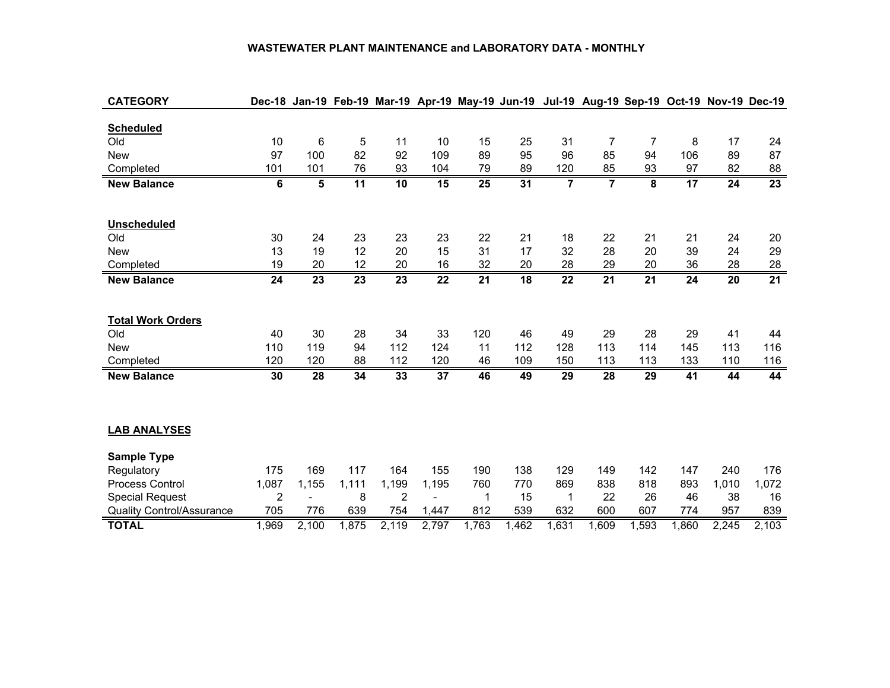# WASTEWATER PLANT MAINTENANCE and LABORATORY DATA - MONTHLY

| CATEGORY | Dec-18 | Jan-19 | Feb-19 | Mar-19 | Apr-19 | May-19 | Jun-19 | Jul-19 | Aug-19 | Sep-19 | Oct-19 | Nov-19 | Dec-19 |
|---|---|---|---|---|---|---|---|---|---|---|---|---|---|
| **Scheduled** | | | | | | | | | | | | | |
| Old | 10 | 6 | 5 | 11 | 10 | 15 | 25 | 31 | 7 | 7 | 8 | 17 | 24 |
| New | 97 | 100 | 82 | 92 | 109 | 89 | 95 | 96 | 85 | 94 | 106 | 89 | 87 |
| Completed | 101 | 101 | 76 | 93 | 104 | 79 | 89 | 120 | 85 | 93 | 97 | 82 | 88 |
| **New Balance** | **6** | **5** | **11** | **10** | **15** | **25** | **31** | **7** | **7** | **8** | **17** | **24** | **23** |
| **Unscheduled** | | | | | | | | | | | | | |
| Old | 30 | 24 | 23 | 23 | 23 | 22 | 21 | 18 | 22 | 21 | 21 | 24 | 20 |
| New | 13 | 19 | 12 | 20 | 15 | 31 | 17 | 32 | 28 | 20 | 39 | 24 | 29 |
| Completed | 19 | 20 | 12 | 20 | 16 | 32 | 20 | 28 | 29 | 20 | 36 | 28 | 28 |
| **New Balance** | **24** | **23** | **23** | **23** | **22** | **21** | **18** | **22** | **21** | **21** | **24** | **20** | **21** |
| **Total Work Orders** | | | | | | | | | | | | | |
| Old | 40 | 30 | 28 | 34 | 33 | 120 | 46 | 49 | 29 | 28 | 29 | 41 | 44 |
| New | 110 | 119 | 94 | 112 | 124 | 11 | 112 | 128 | 113 | 114 | 145 | 113 | 116 |
| Completed | 120 | 120 | 88 | 112 | 120 | 46 | 109 | 150 | 113 | 113 | 133 | 110 | 116 |
| **New Balance** | **30** | **28** | **34** | **33** | **37** | **46** | **49** | **29** | **28** | **29** | **41** | **44** | **44** |

| **LAB ANALYSES** | Dec-18 | Jan-19 | Feb-19 | Mar-19 | Apr-19 | May-19 | Jun-19 | Jul-19 | Aug-19 | Sep-19 | Oct-19 | Nov-19 | Dec-19 |
|---|---|---|---|---|---|---|---|---|---|---|---|---|---|
| **Sample Type** | | | | | | | | | | | | | |
| Regulatory | 175 | 169 | 117 | 164 | 155 | 190 | 138 | 129 | 149 | 142 | 147 | 240 | 176 |
| Process Control | 1,087 | 1,155 | 1,111 | 1,199 | 1,195 | 760 | 770 | 869 | 838 | 818 | 893 | 1,010 | 1,072 |
| Special Request | 2 | - | 8 | 2 | - | 1 | 15 | 1 | 22 | 26 | 46 | 38 | 16 |
| Quality Control/Assurance | 705 | 776 | 639 | 754 | 1,447 | 812 | 539 | 632 | 600 | 607 | 774 | 957 | 839 |
| **TOTAL** | 1,969 | 2,100 | 1,875 | 2,119 | 2,797 | 1,763 | 1,462 | 1,631 | 1,609 | 1,593 | 1,860 | 2,245 | 2,103 |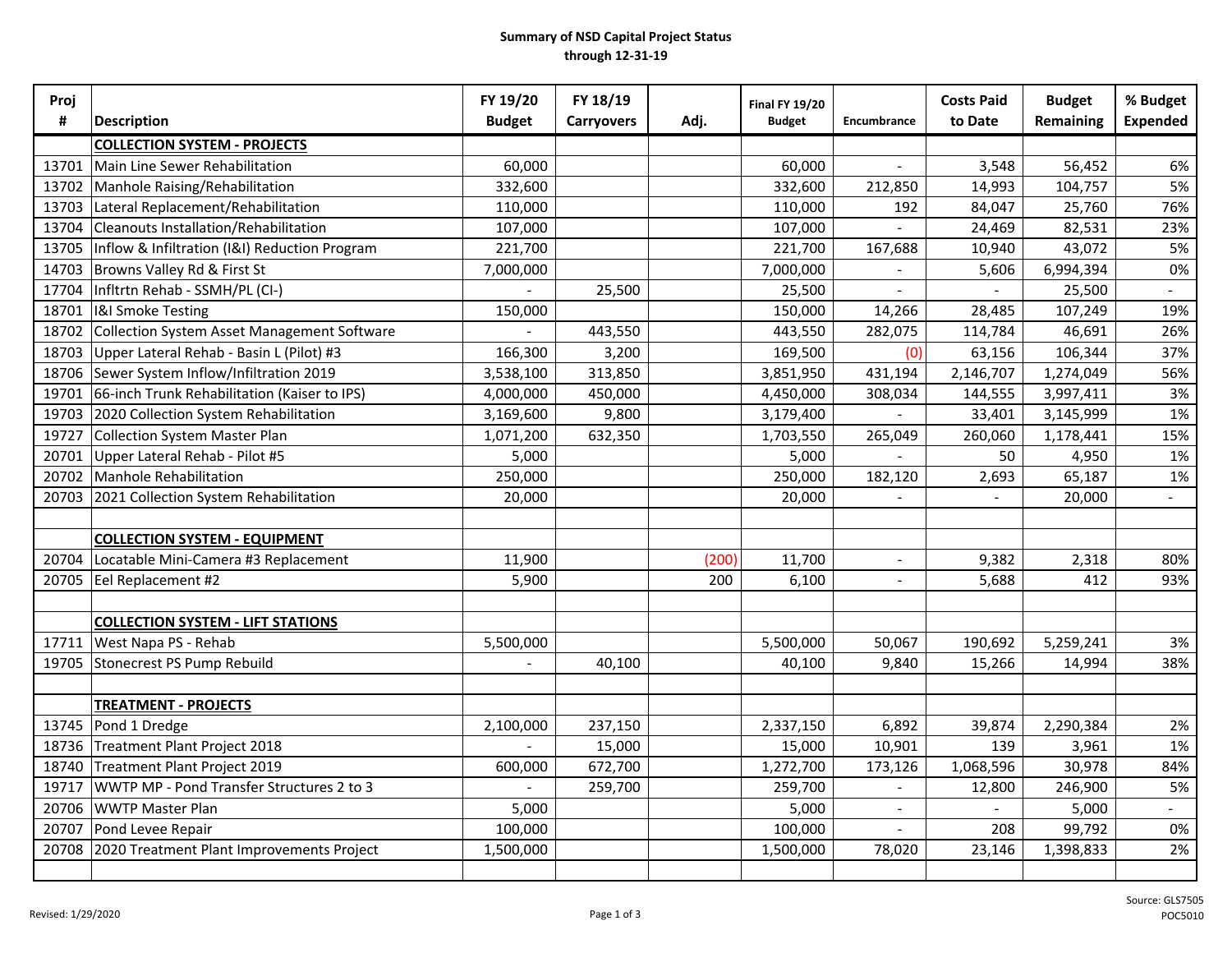**Summary of NSD Capital Project Status**
**through 12-31-19**

| Proj # | Description | FY 19/20 Budget | FY 18/19 Carryovers | Adj. | Final FY 19/20 Budget | Encumbrance | Costs Paid to Date | Budget Remaining | % Budget Expended |
|---|---|---|---|---|---|---|---|---|---|
| | **COLLECTION SYSTEM - PROJECTS** | | | | | | | | |
| 13701 | Main Line Sewer Rehabilitation | 60,000 | | | 60,000 | - | 3,548 | 56,452 | 6% |
| 13702 | Manhole Raising/Rehabilitation | 332,600 | | | 332,600 | 212,850 | 14,993 | 104,757 | 5% |
| 13703 | Lateral Replacement/Rehabilitation | 110,000 | | | 110,000 | 192 | 84,047 | 25,760 | 76% |
| 13704 | Cleanouts Installation/Rehabilitation | 107,000 | | | 107,000 | - | 24,469 | 82,531 | 23% |
| 13705 | Inflow & Infiltration (I&I) Reduction Program | 221,700 | | | 221,700 | 167,688 | 10,940 | 43,072 | 5% |
| 14703 | Browns Valley Rd & First St | 7,000,000 | | | 7,000,000 | - | 5,606 | 6,994,394 | 0% |
| 17704 | Infltrtn Rehab - SSMH/PL (CI-) | - | 25,500 | | 25,500 | - | - | 25,500 | - |
| 18701 | I&I Smoke Testing | 150,000 | | | 150,000 | 14,266 | 28,485 | 107,249 | 19% |
| 18702 | Collection System Asset Management Software | - | 443,550 | | 443,550 | 282,075 | 114,784 | 46,691 | 26% |
| 18703 | Upper Lateral Rehab - Basin L (Pilot) #3 | 166,300 | 3,200 | | 169,500 | (0) | 63,156 | 106,344 | 37% |
| 18706 | Sewer System Inflow/Infiltration 2019 | 3,538,100 | 313,850 | | 3,851,950 | 431,194 | 2,146,707 | 1,274,049 | 56% |
| 19701 | 66-inch Trunk Rehabilitation (Kaiser to IPS) | 4,000,000 | 450,000 | | 4,450,000 | 308,034 | 144,555 | 3,997,411 | 3% |
| 19703 | 2020 Collection System Rehabilitation | 3,169,600 | 9,800 | | 3,179,400 | - | 33,401 | 3,145,999 | 1% |
| 19727 | Collection System Master Plan | 1,071,200 | 632,350 | | 1,703,550 | 265,049 | 260,060 | 1,178,441 | 15% |
| 20701 | Upper Lateral Rehab - Pilot #5 | 5,000 | | | 5,000 | - | 50 | 4,950 | 1% |
| 20702 | Manhole Rehabilitation | 250,000 | | | 250,000 | 182,120 | 2,693 | 65,187 | 1% |
| 20703 | 2021 Collection System Rehabilitation | 20,000 | | | 20,000 | - | - | 20,000 | - |
| | | | | | | | | | |
| | **COLLECTION SYSTEM - EQUIPMENT** | | | | | | | | |
| 20704 | Locatable Mini-Camera #3 Replacement | 11,900 | | (200) | 11,700 | - | 9,382 | 2,318 | 80% |
| 20705 | Eel Replacement #2 | 5,900 | | 200 | 6,100 | - | 5,688 | 412 | 93% |
| | | | | | | | | | |
| | **COLLECTION SYSTEM - LIFT STATIONS** | | | | | | | | |
| 17711 | West Napa PS - Rehab | 5,500,000 | | | 5,500,000 | 50,067 | 190,692 | 5,259,241 | 3% |
| 19705 | Stonecrest PS Pump Rebuild | - | 40,100 | | 40,100 | 9,840 | 15,266 | 14,994 | 38% |
| | | | | | | | | | |
| | **TREATMENT - PROJECTS** | | | | | | | | |
| 13745 | Pond 1 Dredge | 2,100,000 | 237,150 | | 2,337,150 | 6,892 | 39,874 | 2,290,384 | 2% |
| 18736 | Treatment Plant Project 2018 | - | 15,000 | | 15,000 | 10,901 | 139 | 3,961 | 1% |
| 18740 | Treatment Plant Project 2019 | 600,000 | 672,700 | | 1,272,700 | 173,126 | 1,068,596 | 30,978 | 84% |
| 19717 | WWTP MP - Pond Transfer Structures 2 to 3 | - | 259,700 | | 259,700 | - | 12,800 | 246,900 | 5% |
| 20706 | WWTP Master Plan | 5,000 | | | 5,000 | - | - | 5,000 | - |
| 20707 | Pond Levee Repair | 100,000 | | | 100,000 | - | 208 | 99,792 | 0% |
| 20708 | 2020 Treatment Plant Improvements Project | 1,500,000 | | | 1,500,000 | 78,020 | 23,146 | 1,398,833 | 2% |

Revised: 1/29/2020

Source: GLS7505
POC5010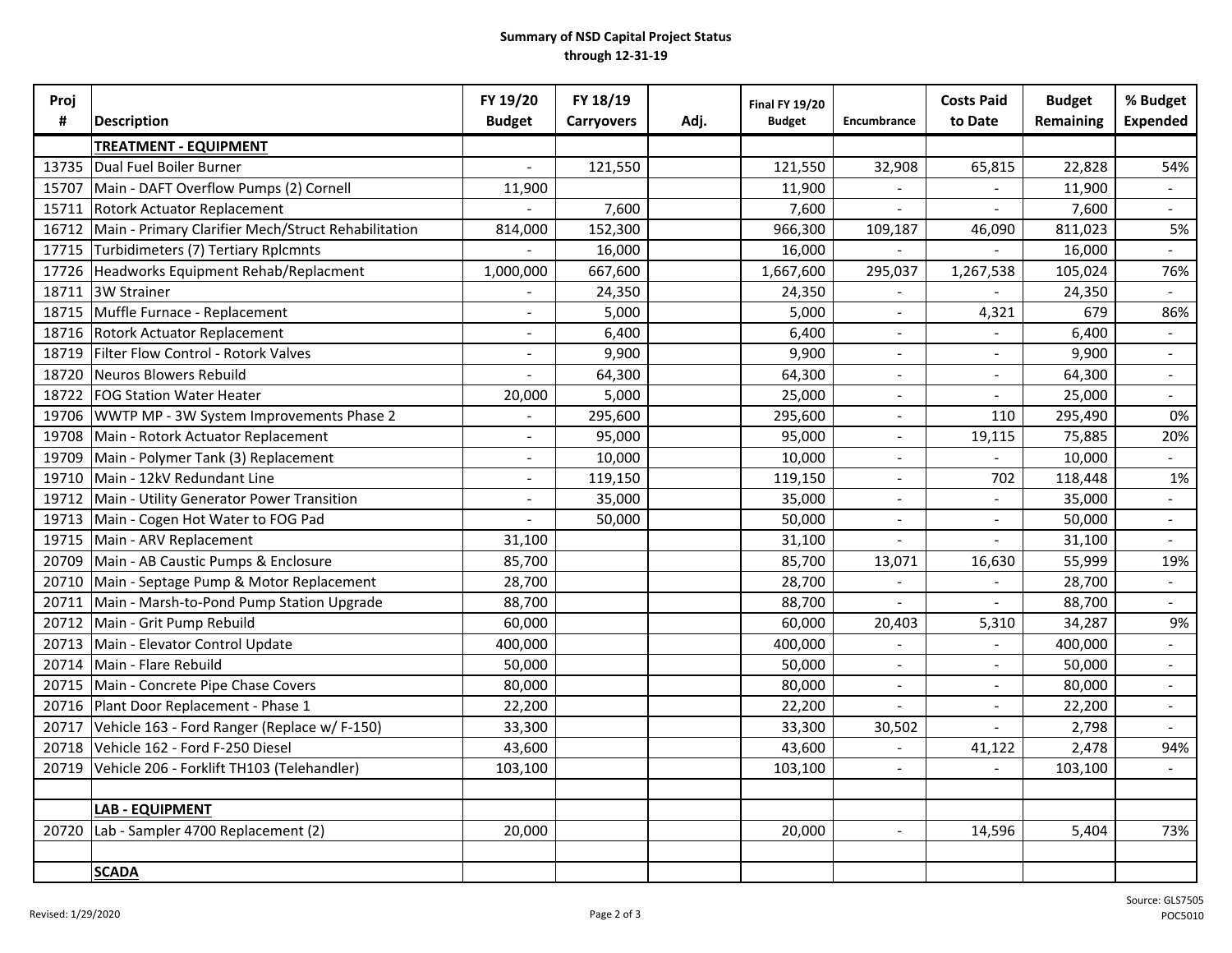**Summary of NSD Capital Project Status**
**through 12-31-19**

| Proj # | Description | FY 19/20 Budget | FY 18/19 Carryovers | Adj. | Final FY 19/20 Budget | Encumbrance | Costs Paid to Date | Budget Remaining | % Budget Expended |
|---|---|---|---|---|---|---|---|---|---|
| | **TREATMENT - EQUIPMENT** | | | | | | | | |
| 13735 | Dual Fuel Boiler Burner | - | 121,550 | | 121,550 | 32,908 | 65,815 | 22,828 | 54% |
| 15707 | Main - DAFT Overflow Pumps (2) Cornell | 11,900 | | | 11,900 | - | - | 11,900 | - |
| 15711 | Rotork Actuator Replacement | - | 7,600 | | 7,600 | - | - | 7,600 | - |
| 16712 | Main - Primary Clarifier Mech/Struct Rehabilitation | 814,000 | 152,300 | | 966,300 | 109,187 | 46,090 | 811,023 | 5% |
| 17715 | Turbidimeters (7) Tertiary Rplcmnts | - | 16,000 | | 16,000 | - | - | 16,000 | - |
| 17726 | Headworks Equipment Rehab/Replacment | 1,000,000 | 667,600 | | 1,667,600 | 295,037 | 1,267,538 | 105,024 | 76% |
| 18711 | 3W Strainer | - | 24,350 | | 24,350 | - | - | 24,350 | - |
| 18715 | Muffle Furnace - Replacement | - | 5,000 | | 5,000 | - | 4,321 | 679 | 86% |
| 18716 | Rotork Actuator Replacement | - | 6,400 | | 6,400 | - | - | 6,400 | - |
| 18719 | Filter Flow Control - Rotork Valves | - | 9,900 | | 9,900 | - | - | 9,900 | - |
| 18720 | Neuros Blowers Rebuild | - | 64,300 | | 64,300 | - | - | 64,300 | - |
| 18722 | FOG Station Water Heater | 20,000 | 5,000 | | 25,000 | - | - | 25,000 | - |
| 19706 | WWTP MP - 3W System Improvements Phase 2 | - | 295,600 | | 295,600 | - | 110 | 295,490 | 0% |
| 19708 | Main - Rotork Actuator Replacement | - | 95,000 | | 95,000 | - | 19,115 | 75,885 | 20% |
| 19709 | Main - Polymer Tank (3) Replacement | - | 10,000 | | 10,000 | - | - | 10,000 | - |
| 19710 | Main - 12kV Redundant Line | - | 119,150 | | 119,150 | - | 702 | 118,448 | 1% |
| 19712 | Main - Utility Generator Power Transition | - | 35,000 | | 35,000 | - | - | 35,000 | - |
| 19713 | Main - Cogen Hot Water to FOG Pad | - | 50,000 | | 50,000 | - | - | 50,000 | - |
| 19715 | Main - ARV Replacement | 31,100 | | | 31,100 | - | - | 31,100 | - |
| 20709 | Main - AB Caustic Pumps & Enclosure | 85,700 | | | 85,700 | 13,071 | 16,630 | 55,999 | 19% |
| 20710 | Main - Septage Pump & Motor Replacement | 28,700 | | | 28,700 | - | - | 28,700 | - |
| 20711 | Main - Marsh-to-Pond Pump Station Upgrade | 88,700 | | | 88,700 | - | - | 88,700 | - |
| 20712 | Main - Grit Pump Rebuild | 60,000 | | | 60,000 | 20,403 | 5,310 | 34,287 | 9% |
| 20713 | Main - Elevator Control Update | 400,000 | | | 400,000 | - | - | 400,000 | - |
| 20714 | Main - Flare Rebuild | 50,000 | | | 50,000 | - | - | 50,000 | - |
| 20715 | Main - Concrete Pipe Chase Covers | 80,000 | | | 80,000 | - | - | 80,000 | - |
| 20716 | Plant Door Replacement - Phase 1 | 22,200 | | | 22,200 | - | - | 22,200 | - |
| 20717 | Vehicle 163 - Ford Ranger (Replace w/ F-150) | 33,300 | | | 33,300 | 30,502 | - | 2,798 | - |
| 20718 | Vehicle 162 - Ford F-250 Diesel | 43,600 | | | 43,600 | - | 41,122 | 2,478 | 94% |
| 20719 | Vehicle 206 - Forklift TH103 (Telehandler) | 103,100 | | | 103,100 | - | - | 103,100 | - |
| | | | | | | | | | |
| | **LAB - EQUIPMENT** | | | | | | | | |
| 20720 | Lab - Sampler 4700 Replacement (2) | 20,000 | | | 20,000 | - | 14,596 | 5,404 | 73% |
| | | | | | | | | | |
| | **SCADA** | | | | | | | | |

Revised: 1/29/2020

Source: GLS7505
POC5010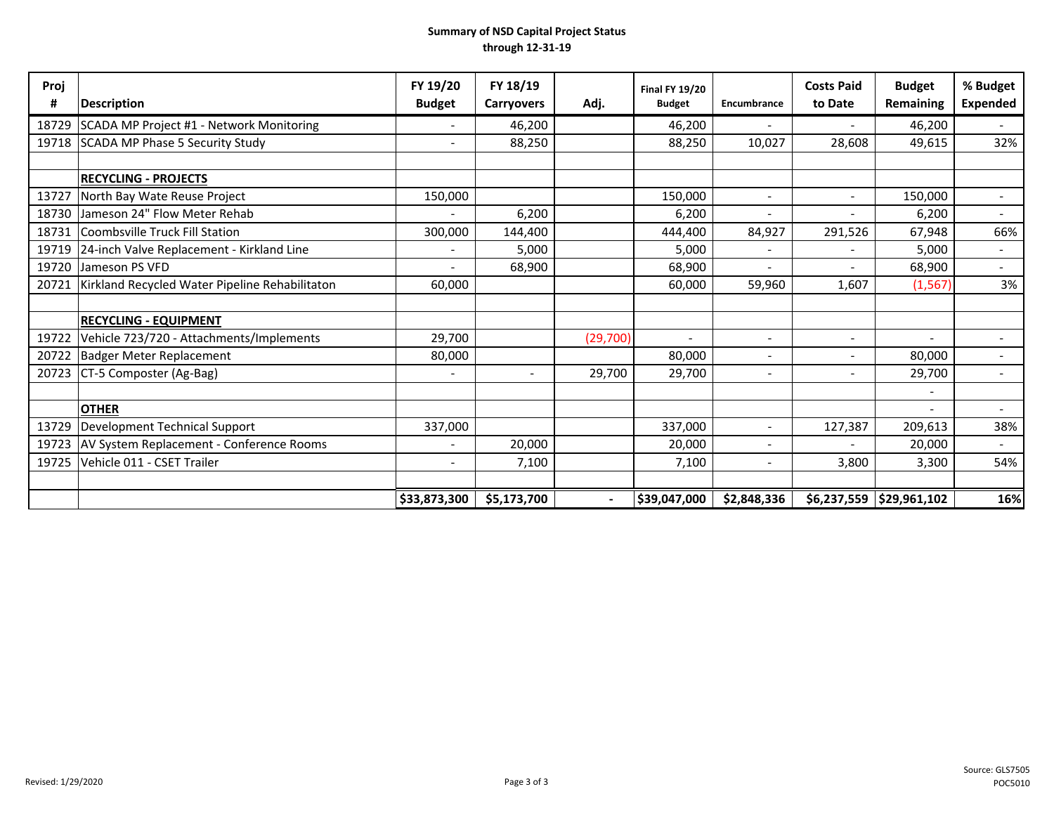## Summary of NSD Capital Project Status
## through 12-31-19

| Proj # | Description | FY 19/20 Budget | FY 18/19 Carryovers | Adj. | Final FY 19/20 Budget | Encumbrance | Costs Paid to Date | Budget Remaining | % Budget Expended |
|---|---|---|---|---|---|---|---|---|---|
| 18729 | SCADA MP Project #1 - Network Monitoring | - | 46,200 | | 46,200 | - | - | 46,200 | - |
| 19718 | SCADA MP Phase 5 Security Study | - | 88,250 | | 88,250 | 10,027 | 28,608 | 49,615 | 32% |
| | | | | | | | | | |
| | **RECYCLING - PROJECTS** | | | | | | | | |
| 13727 | North Bay Wate Reuse Project | 150,000 | | | 150,000 | - | - | 150,000 | - |
| 18730 | Jameson 24" Flow Meter Rehab | - | 6,200 | | 6,200 | - | - | 6,200 | - |
| 18731 | Coombsville Truck Fill Station | 300,000 | 144,400 | | 444,400 | 84,927 | 291,526 | 67,948 | 66% |
| 19719 | 24-inch Valve Replacement - Kirkland Line | - | 5,000 | | 5,000 | - | - | 5,000 | - |
| 19720 | Jameson PS VFD | - | 68,900 | | 68,900 | - | - | 68,900 | - |
| 20721 | Kirkland Recycled Water Pipeline Rehabilitaton | 60,000 | | | 60,000 | 59,960 | 1,607 | (1,567) | 3% |
| | | | | | | | | | |
| | **RECYCLING - EQUIPMENT** | | | | | | | | |
| 19722 | Vehicle 723/720 - Attachments/Implements | 29,700 | | (29,700) | - | - | - | - | - |
| 20722 | Badger Meter Replacement | 80,000 | | | 80,000 | - | - | 80,000 | - |
| 20723 | CT-5 Composter (Ag-Bag) | - | - | 29,700 | 29,700 | - | - | 29,700 | - |
| | | | | | | | | - | |
| | **OTHER** | | | | | | | - | - |
| 13729 | Development Technical Support | 337,000 | | | 337,000 | - | 127,387 | 209,613 | 38% |
| 19723 | AV System Replacement - Conference Rooms | - | 20,000 | | 20,000 | - | - | 20,000 | - |
| 19725 | Vehicle 011 - CSET Trailer | - | 7,100 | | 7,100 | - | 3,800 | 3,300 | 54% |
| | | | | | | | | | |
| | | **$33,873,300** | **$5,173,700** | **-** | **$39,047,000** | **$2,848,336** | **$6,237,559** | **$29,961,102** | **16%** |

Revised: 1/29/2020

Source: GLS7505
POC5010